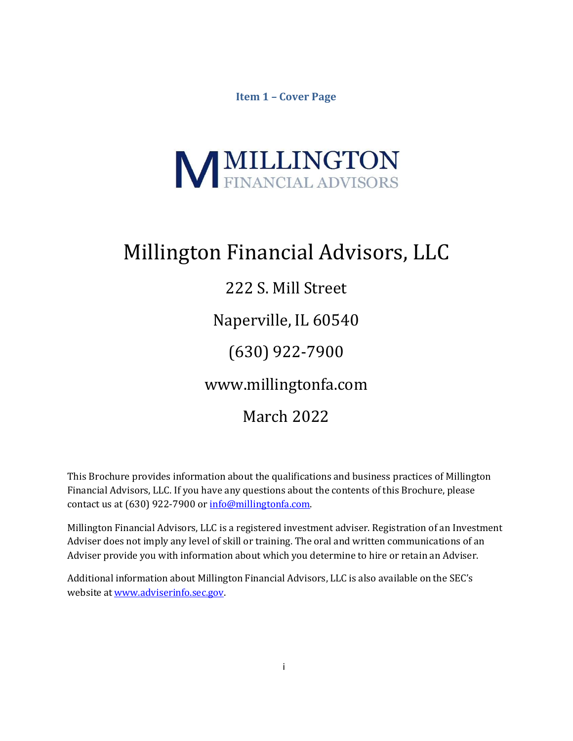## Item 1 – Cover Page

MILLINGTON
FINANCIAL ADVISORS

# Millington Financial Advisors, LLC

222 S. Mill Street

Naperville, IL 60540

(630) 922-7900

www.millingtonfa.com

March 2022

This Brochure provides information about the qualifications and business practices of Millington Financial Advisors, LLC. If you have any questions about the contents of this Brochure, please contact us at (630) 922-7900 or info@millingtonfa.com.

Millington Financial Advisors, LLC is a registered investment adviser. Registration of an Investment Adviser does not imply any level of skill or training. The oral and written communications of an Adviser provide you with information about which you determine to hire or retain an Adviser.

Additional information about Millington Financial Advisors, LLC is also available on the SEC's website at www.adviserinfo.sec.gov.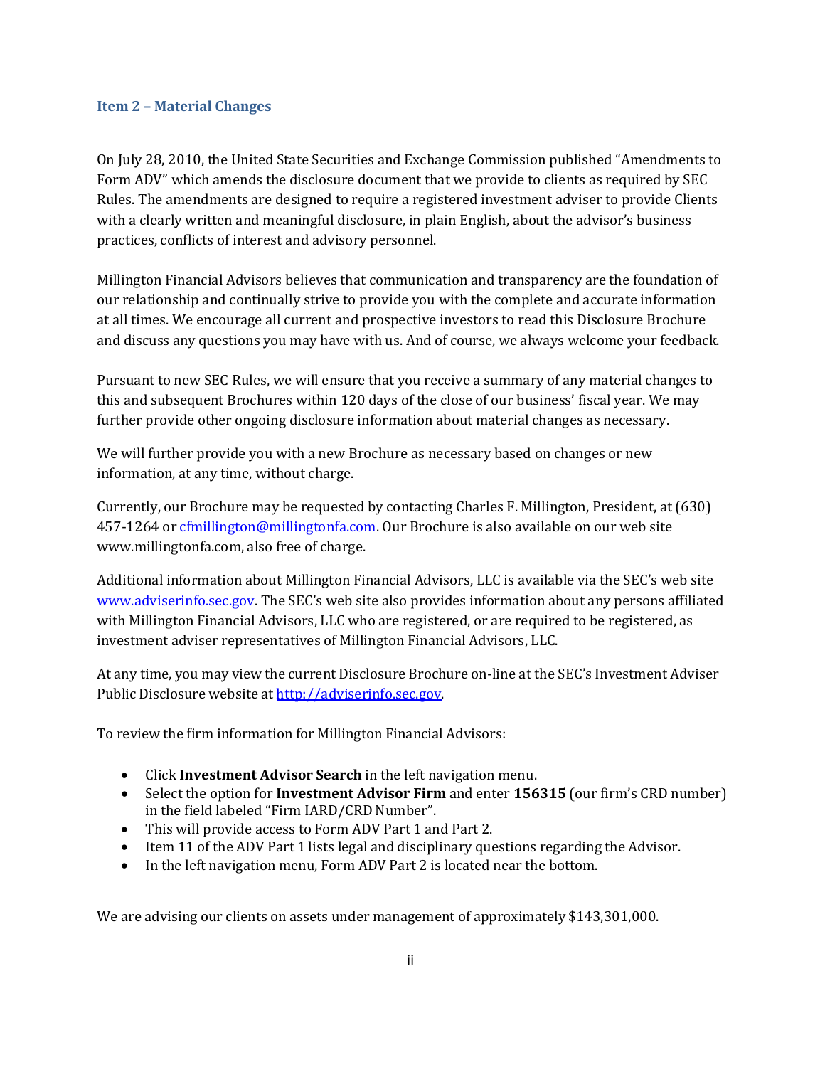## Item 2 – Material Changes

On July 28, 2010, the United State Securities and Exchange Commission published "Amendments to Form ADV" which amends the disclosure document that we provide to clients as required by SEC Rules. The amendments are designed to require a registered investment adviser to provide Clients with a clearly written and meaningful disclosure, in plain English, about the advisor's business practices, conflicts of interest and advisory personnel.

Millington Financial Advisors believes that communication and transparency are the foundation of our relationship and continually strive to provide you with the complete and accurate information at all times. We encourage all current and prospective investors to read this Disclosure Brochure and discuss any questions you may have with us. And of course, we always welcome your feedback.

Pursuant to new SEC Rules, we will ensure that you receive a summary of any material changes to this and subsequent Brochures within 120 days of the close of our business' fiscal year. We may further provide other ongoing disclosure information about material changes as necessary.

We will further provide you with a new Brochure as necessary based on changes or new information, at any time, without charge.

Currently, our Brochure may be requested by contacting Charles F. Millington, President, at (630) 457-1264 or cfmillington@millingtonfa.com. Our Brochure is also available on our web site www.millingtonfa.com, also free of charge.

Additional information about Millington Financial Advisors, LLC is available via the SEC's web site www.adviserinfo.sec.gov. The SEC's web site also provides information about any persons affiliated with Millington Financial Advisors, LLC who are registered, or are required to be registered, as investment adviser representatives of Millington Financial Advisors, LLC.

At any time, you may view the current Disclosure Brochure on-line at the SEC's Investment Adviser Public Disclosure website at http://adviserinfo.sec.gov.

To review the firm information for Millington Financial Advisors:

- Click **Investment Advisor Search** in the left navigation menu.
- Select the option for **Investment Advisor Firm** and enter **156315** (our firm's CRD number) in the field labeled "Firm IARD/CRD Number".
- This will provide access to Form ADV Part 1 and Part 2.
- Item 11 of the ADV Part 1 lists legal and disciplinary questions regarding the Advisor.
- In the left navigation menu, Form ADV Part 2 is located near the bottom.

We are advising our clients on assets under management of approximately $143,301,000.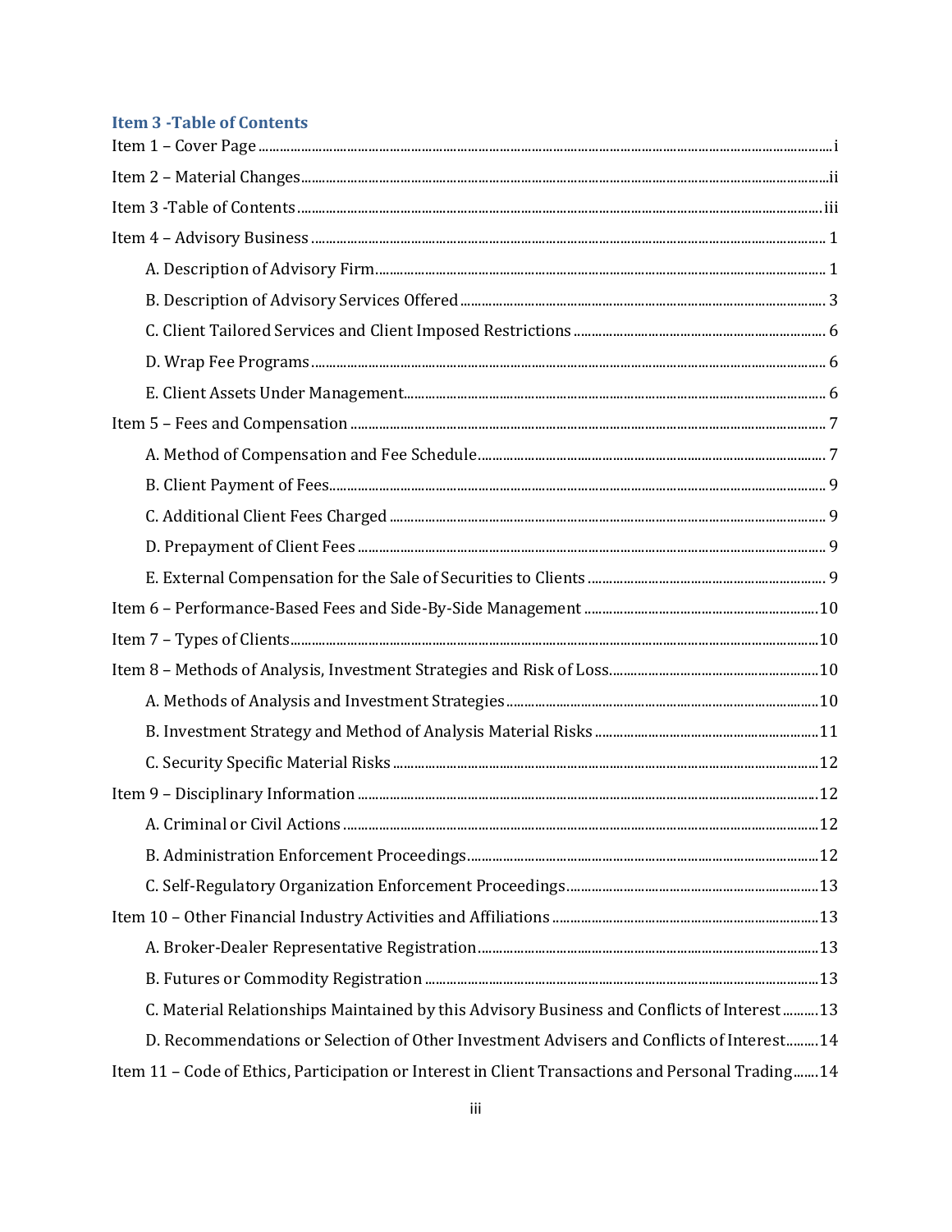## Item 3 -Table of Contents

Item 1 – Cover Page ..... i

Item 2 – Material Changes ..... ii

Item 3 -Table of Contents ..... iii

Item 4 – Advisory Business ..... 1

- A. Description of Advisory Firm ..... 1
- B. Description of Advisory Services Offered ..... 3
- C. Client Tailored Services and Client Imposed Restrictions ..... 6
- D. Wrap Fee Programs ..... 6
- E. Client Assets Under Management ..... 6

Item 5 – Fees and Compensation ..... 7

- A. Method of Compensation and Fee Schedule ..... 7
- B. Client Payment of Fees ..... 9
- C. Additional Client Fees Charged ..... 9
- D. Prepayment of Client Fees ..... 9
- E. External Compensation for the Sale of Securities to Clients ..... 9

Item 6 – Performance-Based Fees and Side-By-Side Management ..... 10

Item 7 – Types of Clients ..... 10

Item 8 – Methods of Analysis, Investment Strategies and Risk of Loss ..... 10

- A. Methods of Analysis and Investment Strategies ..... 10
- B. Investment Strategy and Method of Analysis Material Risks ..... 11
- C. Security Specific Material Risks ..... 12

Item 9 – Disciplinary Information ..... 12

- A. Criminal or Civil Actions ..... 12
- B. Administration Enforcement Proceedings ..... 12
- C. Self-Regulatory Organization Enforcement Proceedings ..... 13

Item 10 – Other Financial Industry Activities and Affiliations ..... 13

- A. Broker-Dealer Representative Registration ..... 13
- B. Futures or Commodity Registration ..... 13
- C. Material Relationships Maintained by this Advisory Business and Conflicts of Interest ..... 13
- D. Recommendations or Selection of Other Investment Advisers and Conflicts of Interest ..... 14

Item 11 – Code of Ethics, Participation or Interest in Client Transactions and Personal Trading ..... 14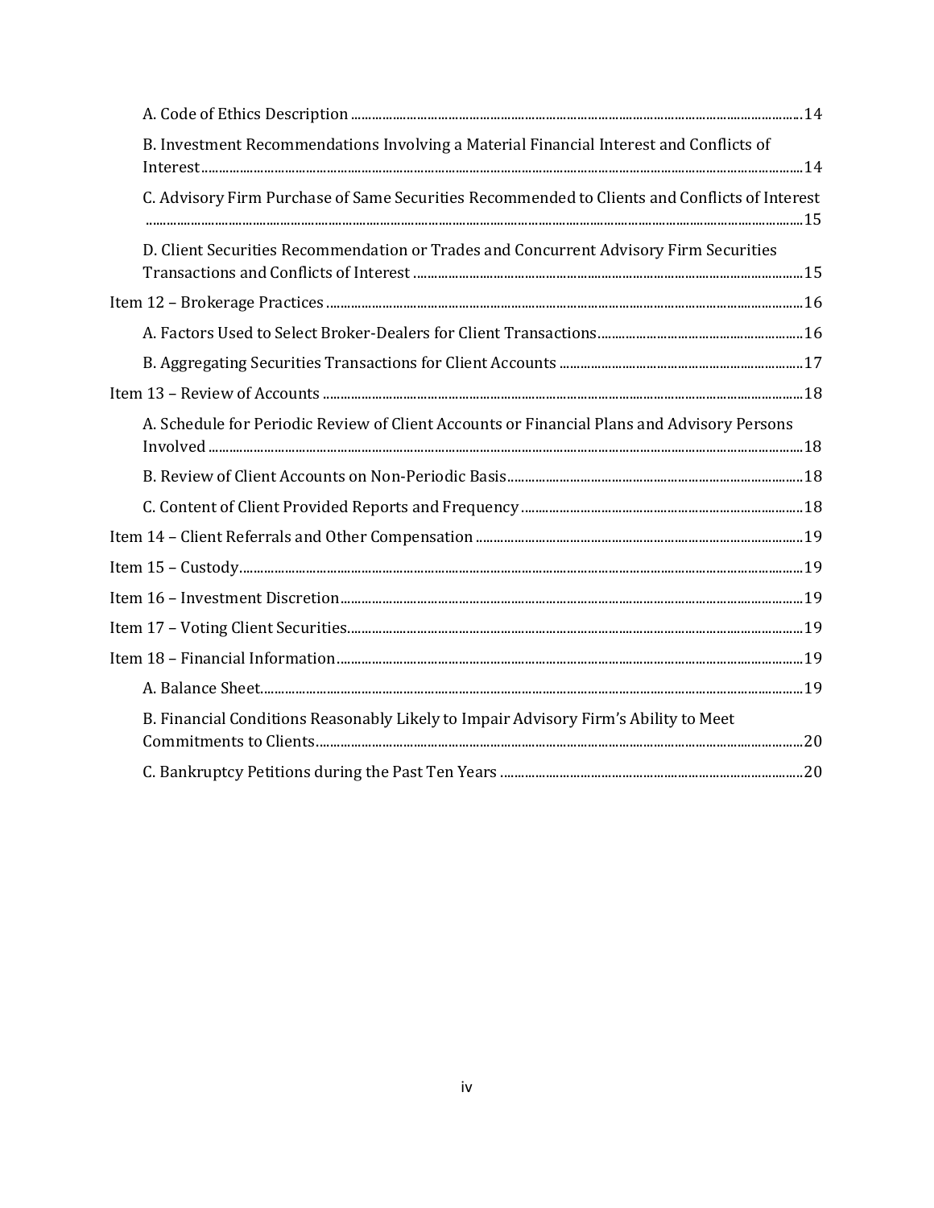A. Code of Ethics Description ... 14

B. Investment Recommendations Involving a Material Financial Interest and Conflicts of Interest ... 14

C. Advisory Firm Purchase of Same Securities Recommended to Clients and Conflicts of Interest ... 15

D. Client Securities Recommendation or Trades and Concurrent Advisory Firm Securities Transactions and Conflicts of Interest ... 15

Item 12 – Brokerage Practices ... 16

A. Factors Used to Select Broker-Dealers for Client Transactions ... 16

B. Aggregating Securities Transactions for Client Accounts ... 17

Item 13 – Review of Accounts ... 18

A. Schedule for Periodic Review of Client Accounts or Financial Plans and Advisory Persons Involved ... 18

B. Review of Client Accounts on Non-Periodic Basis ... 18

C. Content of Client Provided Reports and Frequency ... 18

Item 14 – Client Referrals and Other Compensation ... 19

Item 15 – Custody ... 19

Item 16 – Investment Discretion ... 19

Item 17 – Voting Client Securities ... 19

Item 18 – Financial Information ... 19

A. Balance Sheet ... 19

B. Financial Conditions Reasonably Likely to Impair Advisory Firm's Ability to Meet Commitments to Clients ... 20

C. Bankruptcy Petitions during the Past Ten Years ... 20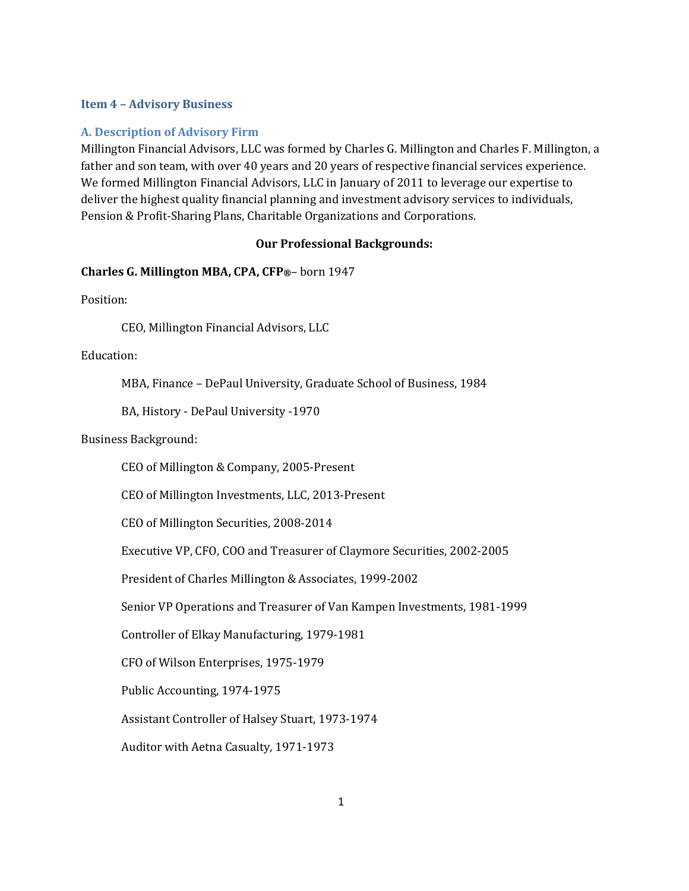## Item 4 – Advisory Business

### A. Description of Advisory Firm

Millington Financial Advisors, LLC was formed by Charles G. Millington and Charles F. Millington, a father and son team, with over 40 years and 20 years of respective financial services experience. We formed Millington Financial Advisors, LLC in January of 2011 to leverage our expertise to deliver the highest quality financial planning and investment advisory services to individuals, Pension & Profit-Sharing Plans, Charitable Organizations and Corporations.

**Our Professional Backgrounds:**

**Charles G. Millington MBA, CPA, CFP®**– born 1947

Position:

CEO, Millington Financial Advisors, LLC

Education:

MBA, Finance – DePaul University, Graduate School of Business, 1984

BA, History - DePaul University -1970

Business Background:

CEO of Millington & Company, 2005-Present

CEO of Millington Investments, LLC, 2013-Present

CEO of Millington Securities, 2008-2014

Executive VP, CFO, COO and Treasurer of Claymore Securities, 2002-2005

President of Charles Millington & Associates, 1999-2002

Senior VP Operations and Treasurer of Van Kampen Investments, 1981-1999

Controller of Elkay Manufacturing, 1979-1981

CFO of Wilson Enterprises, 1975-1979

Public Accounting, 1974-1975

Assistant Controller of Halsey Stuart, 1973-1974

Auditor with Aetna Casualty, 1971-1973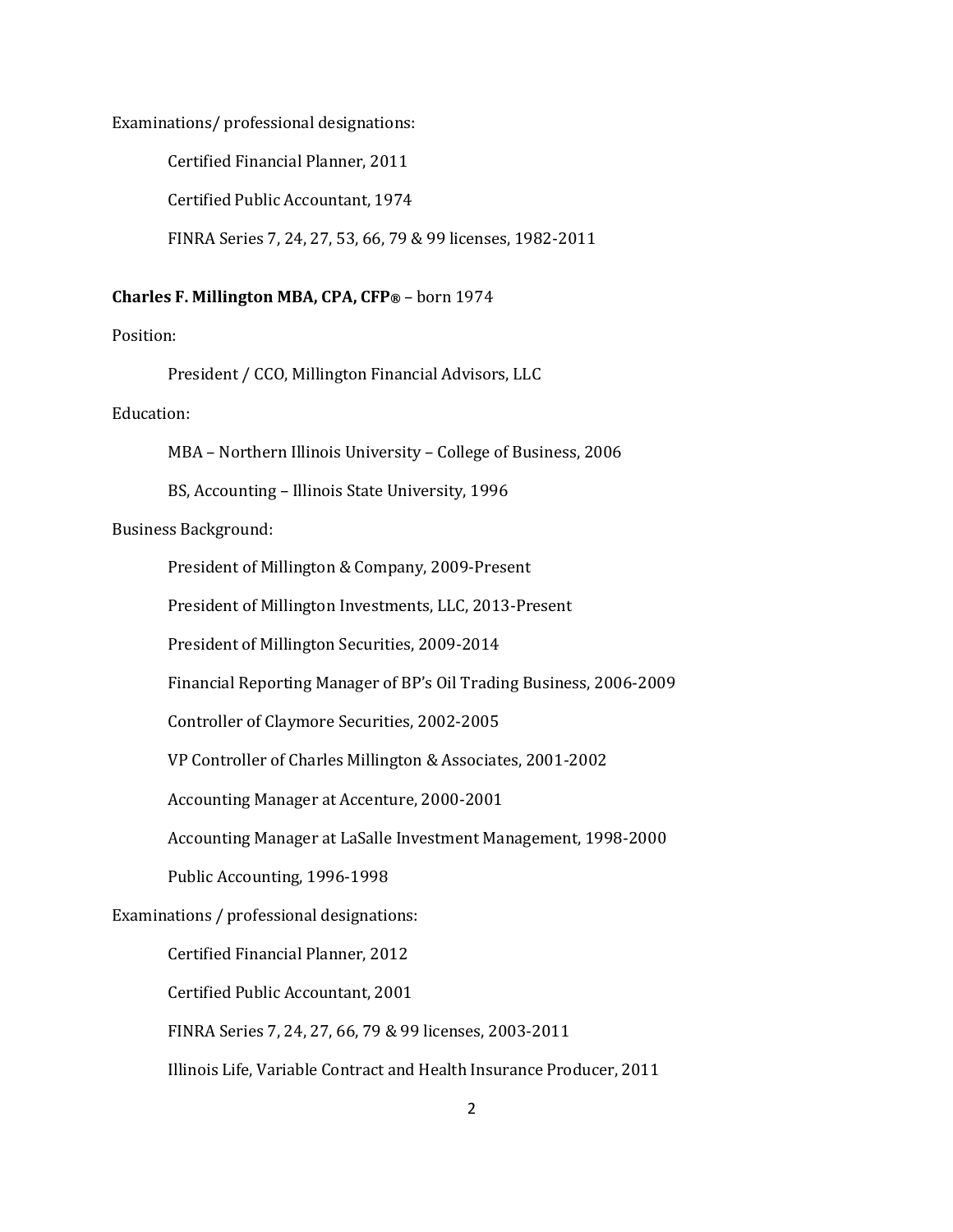Examinations/ professional designations:

Certified Financial Planner, 2011

Certified Public Accountant, 1974

FINRA Series 7, 24, 27, 53, 66, 79 & 99 licenses, 1982-2011

**Charles F. Millington MBA, CPA, CFP®** – born 1974

Position:

President / CCO, Millington Financial Advisors, LLC

Education:

MBA – Northern Illinois University – College of Business, 2006

BS, Accounting – Illinois State University, 1996

Business Background:

President of Millington & Company, 2009-Present

President of Millington Investments, LLC, 2013-Present

President of Millington Securities, 2009-2014

Financial Reporting Manager of BP's Oil Trading Business, 2006-2009

Controller of Claymore Securities, 2002-2005

VP Controller of Charles Millington & Associates, 2001-2002

Accounting Manager at Accenture, 2000-2001

Accounting Manager at LaSalle Investment Management, 1998-2000

Public Accounting, 1996-1998

Examinations / professional designations:

Certified Financial Planner, 2012

Certified Public Accountant, 2001

FINRA Series 7, 24, 27, 66, 79 & 99 licenses, 2003-2011

Illinois Life, Variable Contract and Health Insurance Producer, 2011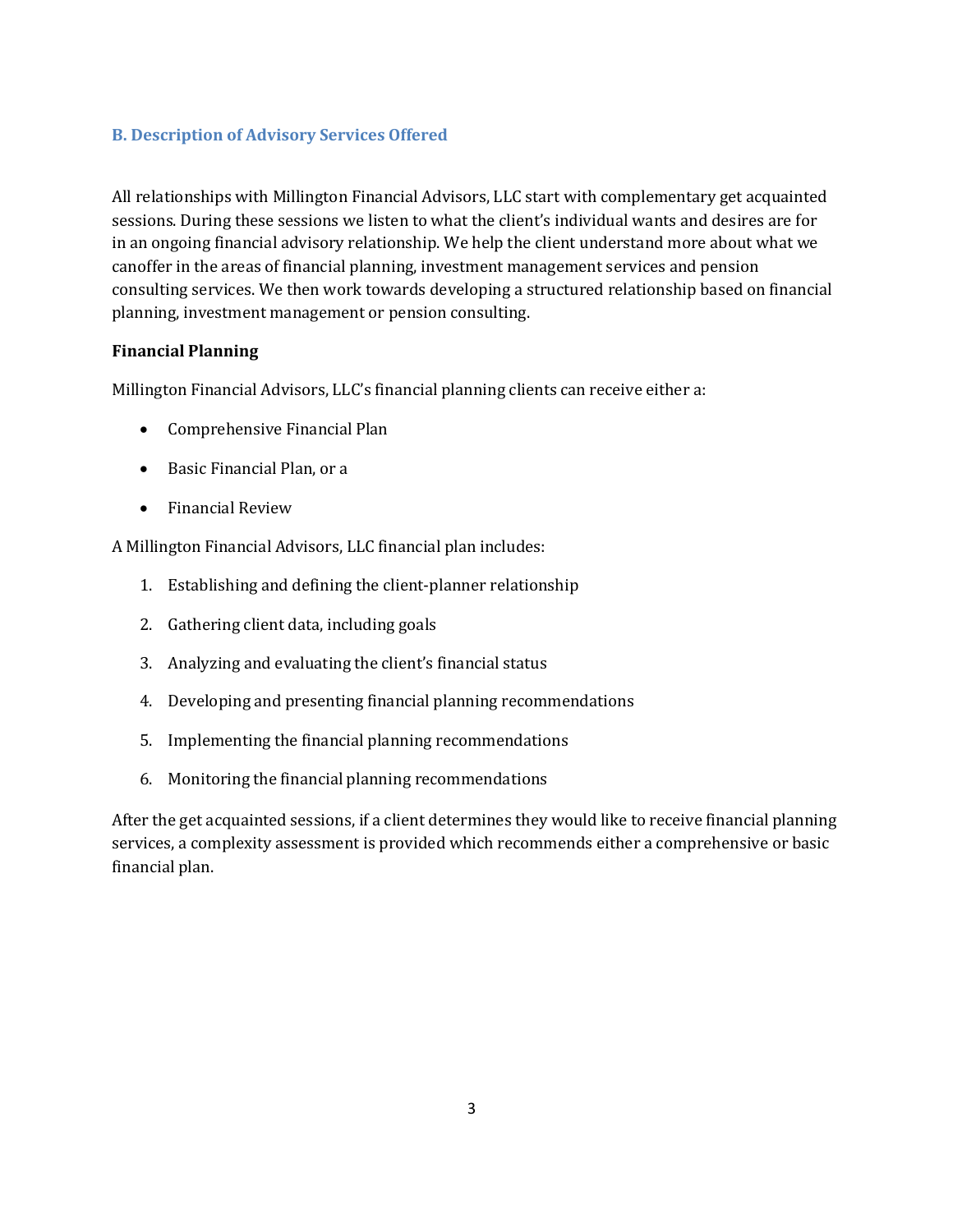### B. Description of Advisory Services Offered

All relationships with Millington Financial Advisors, LLC start with complementary get acquainted sessions. During these sessions we listen to what the client's individual wants and desires are for in an ongoing financial advisory relationship. We help the client understand more about what we canoffer in the areas of financial planning, investment management services and pension consulting services. We then work towards developing a structured relationship based on financial planning, investment management or pension consulting.

**Financial Planning**

Millington Financial Advisors, LLC's financial planning clients can receive either a:

- Comprehensive Financial Plan
- Basic Financial Plan, or a
- Financial Review

A Millington Financial Advisors, LLC financial plan includes:

1. Establishing and defining the client-planner relationship
2. Gathering client data, including goals
3. Analyzing and evaluating the client's financial status
4. Developing and presenting financial planning recommendations
5. Implementing the financial planning recommendations
6. Monitoring the financial planning recommendations

After the get acquainted sessions, if a client determines they would like to receive financial planning services, a complexity assessment is provided which recommends either a comprehensive or basic financial plan.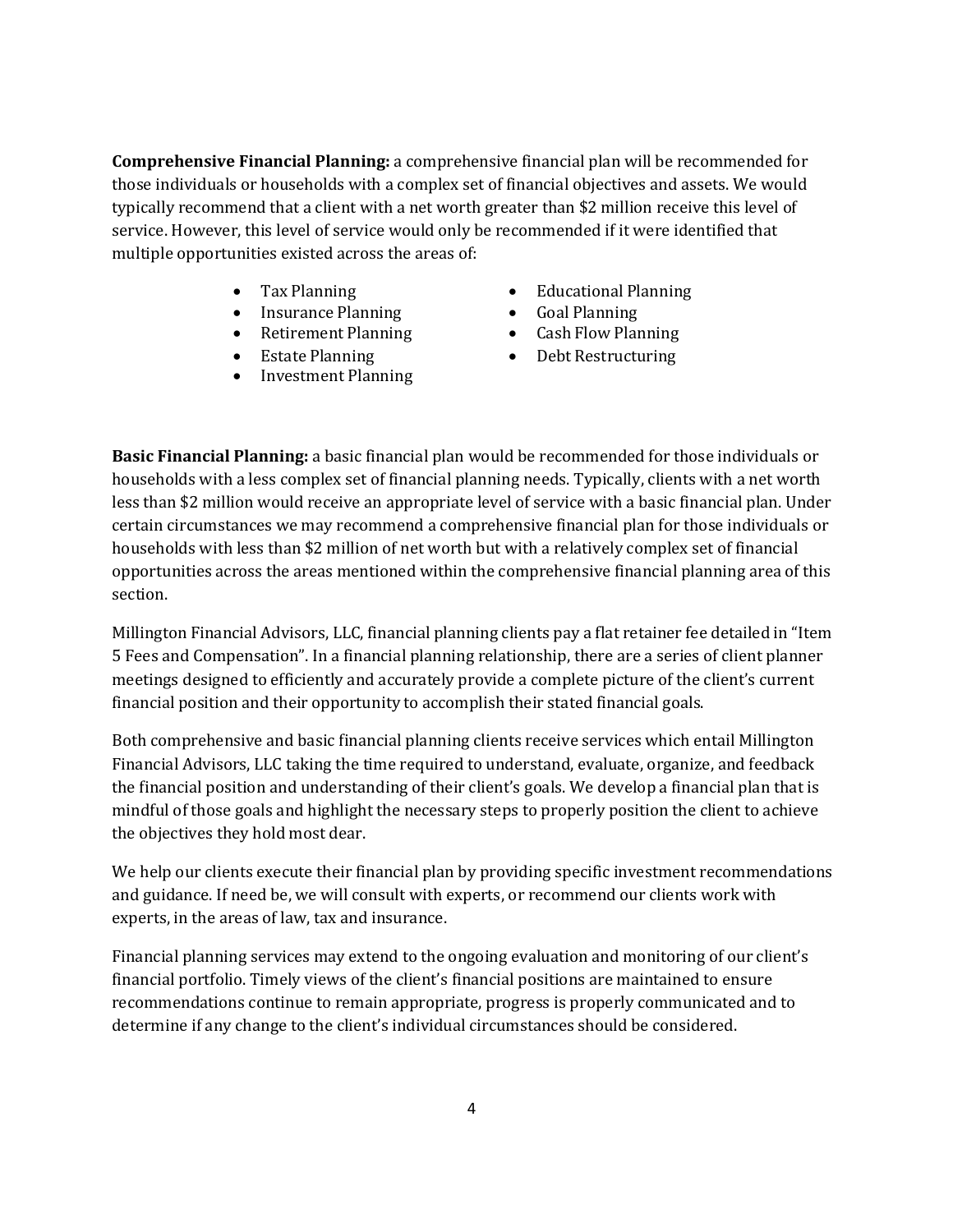**Comprehensive Financial Planning:** a comprehensive financial plan will be recommended for those individuals or households with a complex set of financial objectives and assets. We would typically recommend that a client with a net worth greater than $2 million receive this level of service. However, this level of service would only be recommended if it were identified that multiple opportunities existed across the areas of:

- Tax Planning
- Insurance Planning
- Retirement Planning
- Estate Planning
- Investment Planning
- Educational Planning
- Goal Planning
- Cash Flow Planning
- Debt Restructuring

**Basic Financial Planning:** a basic financial plan would be recommended for those individuals or households with a less complex set of financial planning needs. Typically, clients with a net worth less than $2 million would receive an appropriate level of service with a basic financial plan. Under certain circumstances we may recommend a comprehensive financial plan for those individuals or households with less than $2 million of net worth but with a relatively complex set of financial opportunities across the areas mentioned within the comprehensive financial planning area of this section.

Millington Financial Advisors, LLC, financial planning clients pay a flat retainer fee detailed in "Item 5 Fees and Compensation". In a financial planning relationship, there are a series of client planner meetings designed to efficiently and accurately provide a complete picture of the client's current financial position and their opportunity to accomplish their stated financial goals.

Both comprehensive and basic financial planning clients receive services which entail Millington Financial Advisors, LLC taking the time required to understand, evaluate, organize, and feedback the financial position and understanding of their client's goals. We develop a financial plan that is mindful of those goals and highlight the necessary steps to properly position the client to achieve the objectives they hold most dear.

We help our clients execute their financial plan by providing specific investment recommendations and guidance. If need be, we will consult with experts, or recommend our clients work with experts, in the areas of law, tax and insurance.

Financial planning services may extend to the ongoing evaluation and monitoring of our client's financial portfolio. Timely views of the client's financial positions are maintained to ensure recommendations continue to remain appropriate, progress is properly communicated and to determine if any change to the client's individual circumstances should be considered.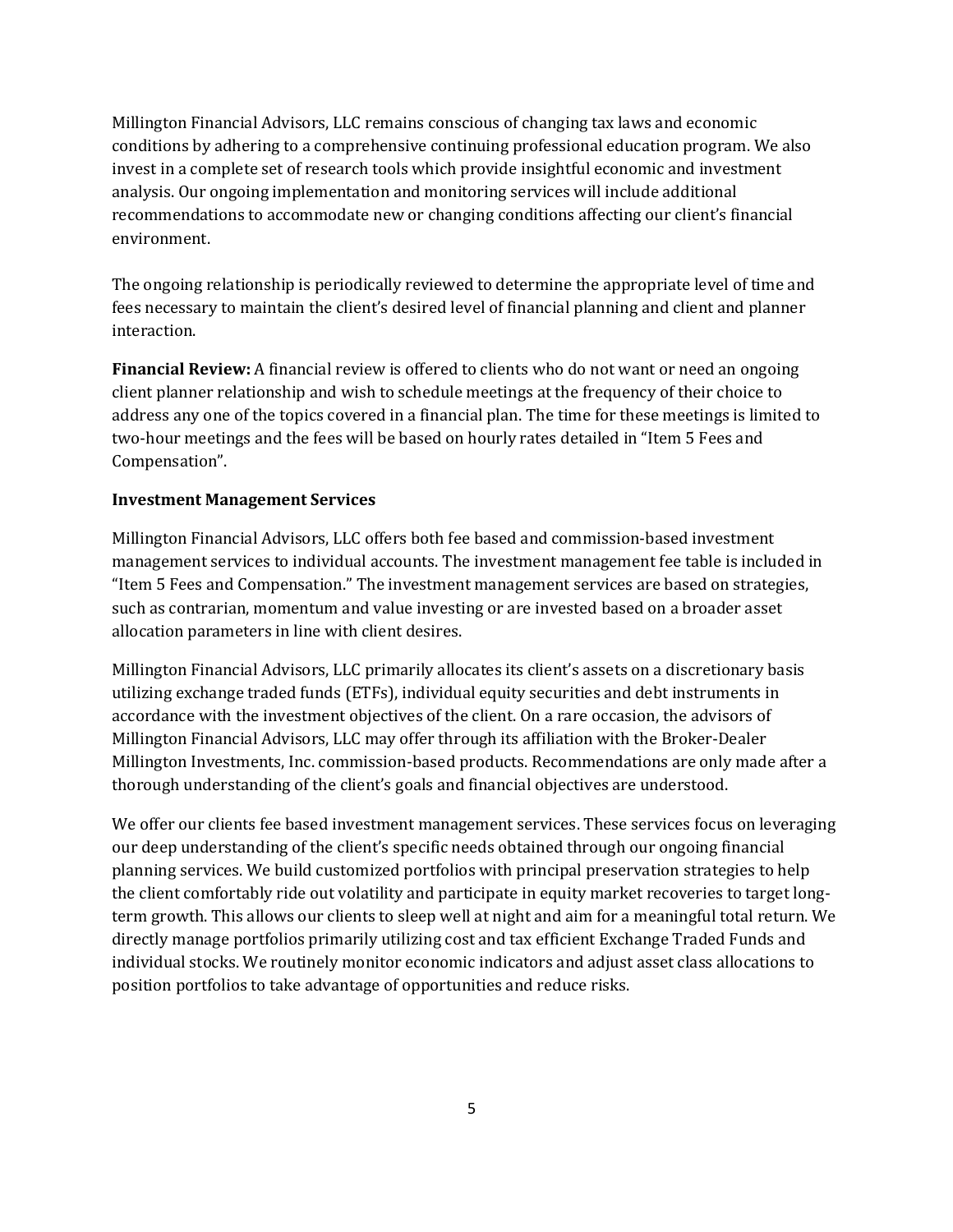Millington Financial Advisors, LLC remains conscious of changing tax laws and economic conditions by adhering to a comprehensive continuing professional education program. We also invest in a complete set of research tools which provide insightful economic and investment analysis. Our ongoing implementation and monitoring services will include additional recommendations to accommodate new or changing conditions affecting our client's financial environment.

The ongoing relationship is periodically reviewed to determine the appropriate level of time and fees necessary to maintain the client's desired level of financial planning and client and planner interaction.

**Financial Review:** A financial review is offered to clients who do not want or need an ongoing client planner relationship and wish to schedule meetings at the frequency of their choice to address any one of the topics covered in a financial plan. The time for these meetings is limited to two-hour meetings and the fees will be based on hourly rates detailed in "Item 5 Fees and Compensation".

**Investment Management Services**

Millington Financial Advisors, LLC offers both fee based and commission-based investment management services to individual accounts. The investment management fee table is included in "Item 5 Fees and Compensation." The investment management services are based on strategies, such as contrarian, momentum and value investing or are invested based on a broader asset allocation parameters in line with client desires.

Millington Financial Advisors, LLC primarily allocates its client's assets on a discretionary basis utilizing exchange traded funds (ETFs), individual equity securities and debt instruments in accordance with the investment objectives of the client. On a rare occasion, the advisors of Millington Financial Advisors, LLC may offer through its affiliation with the Broker-Dealer Millington Investments, Inc. commission-based products. Recommendations are only made after a thorough understanding of the client's goals and financial objectives are understood.

We offer our clients fee based investment management services. These services focus on leveraging our deep understanding of the client's specific needs obtained through our ongoing financial planning services. We build customized portfolios with principal preservation strategies to help the client comfortably ride out volatility and participate in equity market recoveries to target long-term growth. This allows our clients to sleep well at night and aim for a meaningful total return. We directly manage portfolios primarily utilizing cost and tax efficient Exchange Traded Funds and individual stocks. We routinely monitor economic indicators and adjust asset class allocations to position portfolios to take advantage of opportunities and reduce risks.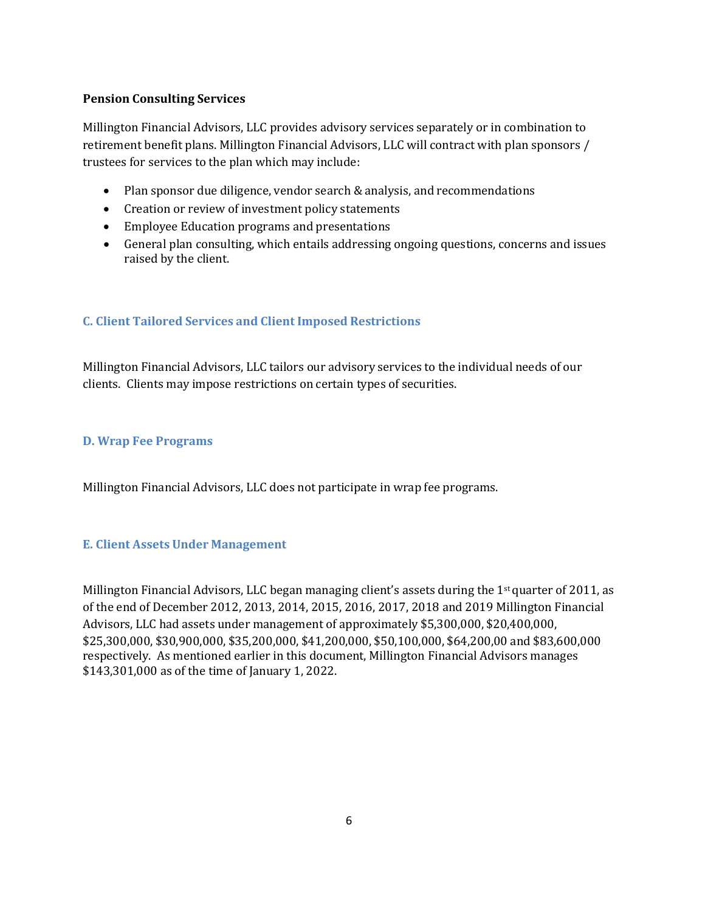**Pension Consulting Services**

Millington Financial Advisors, LLC provides advisory services separately or in combination to retirement benefit plans. Millington Financial Advisors, LLC will contract with plan sponsors / trustees for services to the plan which may include:

- Plan sponsor due diligence, vendor search & analysis, and recommendations
- Creation or review of investment policy statements
- Employee Education programs and presentations
- General plan consulting, which entails addressing ongoing questions, concerns and issues raised by the client.

### C. Client Tailored Services and Client Imposed Restrictions

Millington Financial Advisors, LLC tailors our advisory services to the individual needs of our clients. Clients may impose restrictions on certain types of securities.

### D. Wrap Fee Programs

Millington Financial Advisors, LLC does not participate in wrap fee programs.

### E. Client Assets Under Management

Millington Financial Advisors, LLC began managing client's assets during the 1st quarter of 2011, as of the end of December 2012, 2013, 2014, 2015, 2016, 2017, 2018 and 2019 Millington Financial Advisors, LLC had assets under management of approximately $5,300,000, $20,400,000, $25,300,000, $30,900,000, $35,200,000, $41,200,000, $50,100,000, $64,200,00 and $83,600,000 respectively. As mentioned earlier in this document, Millington Financial Advisors manages $143,301,000 as of the time of January 1, 2022.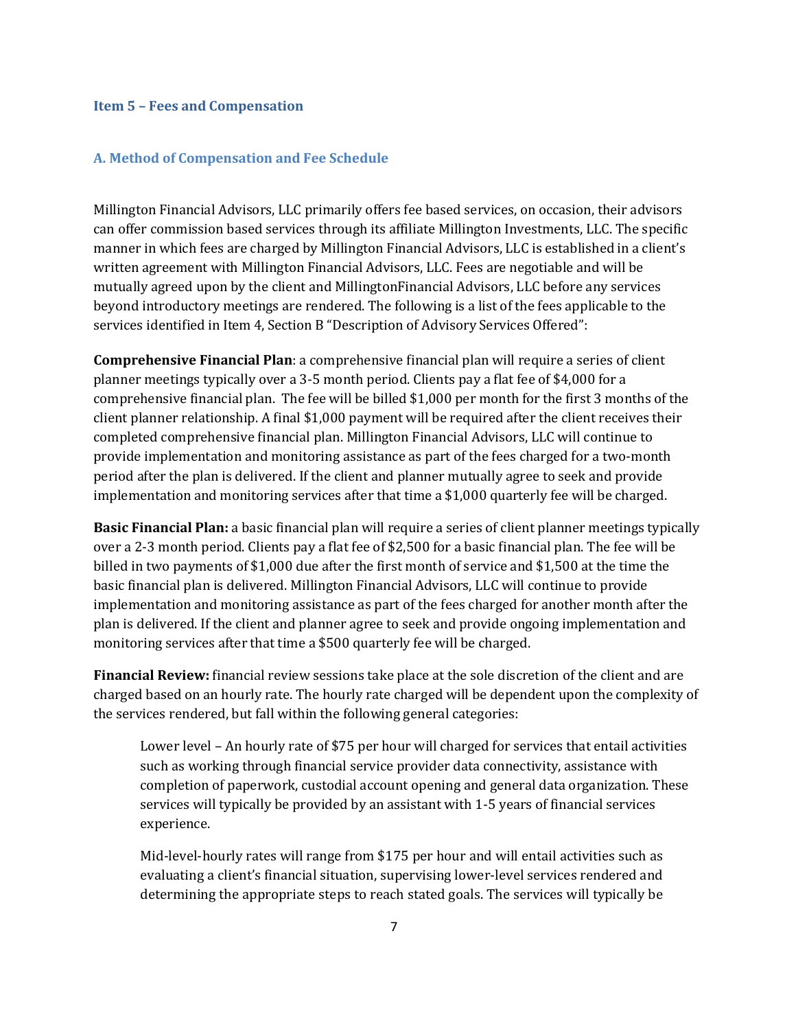### Item 5 – Fees and Compensation

#### A. Method of Compensation and Fee Schedule

Millington Financial Advisors, LLC primarily offers fee based services, on occasion, their advisors can offer commission based services through its affiliate Millington Investments, LLC. The specific manner in which fees are charged by Millington Financial Advisors, LLC is established in a client's written agreement with Millington Financial Advisors, LLC. Fees are negotiable and will be mutually agreed upon by the client and MillingtonFinancial Advisors, LLC before any services beyond introductory meetings are rendered. The following is a list of the fees applicable to the services identified in Item 4, Section B "Description of Advisory Services Offered":

**Comprehensive Financial Plan**: a comprehensive financial plan will require a series of client planner meetings typically over a 3-5 month period. Clients pay a flat fee of $4,000 for a comprehensive financial plan. The fee will be billed $1,000 per month for the first 3 months of the client planner relationship. A final $1,000 payment will be required after the client receives their completed comprehensive financial plan. Millington Financial Advisors, LLC will continue to provide implementation and monitoring assistance as part of the fees charged for a two-month period after the plan is delivered. If the client and planner mutually agree to seek and provide implementation and monitoring services after that time a $1,000 quarterly fee will be charged.

**Basic Financial Plan:** a basic financial plan will require a series of client planner meetings typically over a 2-3 month period. Clients pay a flat fee of $2,500 for a basic financial plan. The fee will be billed in two payments of $1,000 due after the first month of service and $1,500 at the time the basic financial plan is delivered. Millington Financial Advisors, LLC will continue to provide implementation and monitoring assistance as part of the fees charged for another month after the plan is delivered. If the client and planner agree to seek and provide ongoing implementation and monitoring services after that time a $500 quarterly fee will be charged.

**Financial Review:** financial review sessions take place at the sole discretion of the client and are charged based on an hourly rate. The hourly rate charged will be dependent upon the complexity of the services rendered, but fall within the following general categories:

> Lower level – An hourly rate of $75 per hour will charged for services that entail activities such as working through financial service provider data connectivity, assistance with completion of paperwork, custodial account opening and general data organization. These services will typically be provided by an assistant with 1-5 years of financial services experience.
>
> Mid-level-hourly rates will range from $175 per hour and will entail activities such as evaluating a client's financial situation, supervising lower-level services rendered and determining the appropriate steps to reach stated goals. The services will typically be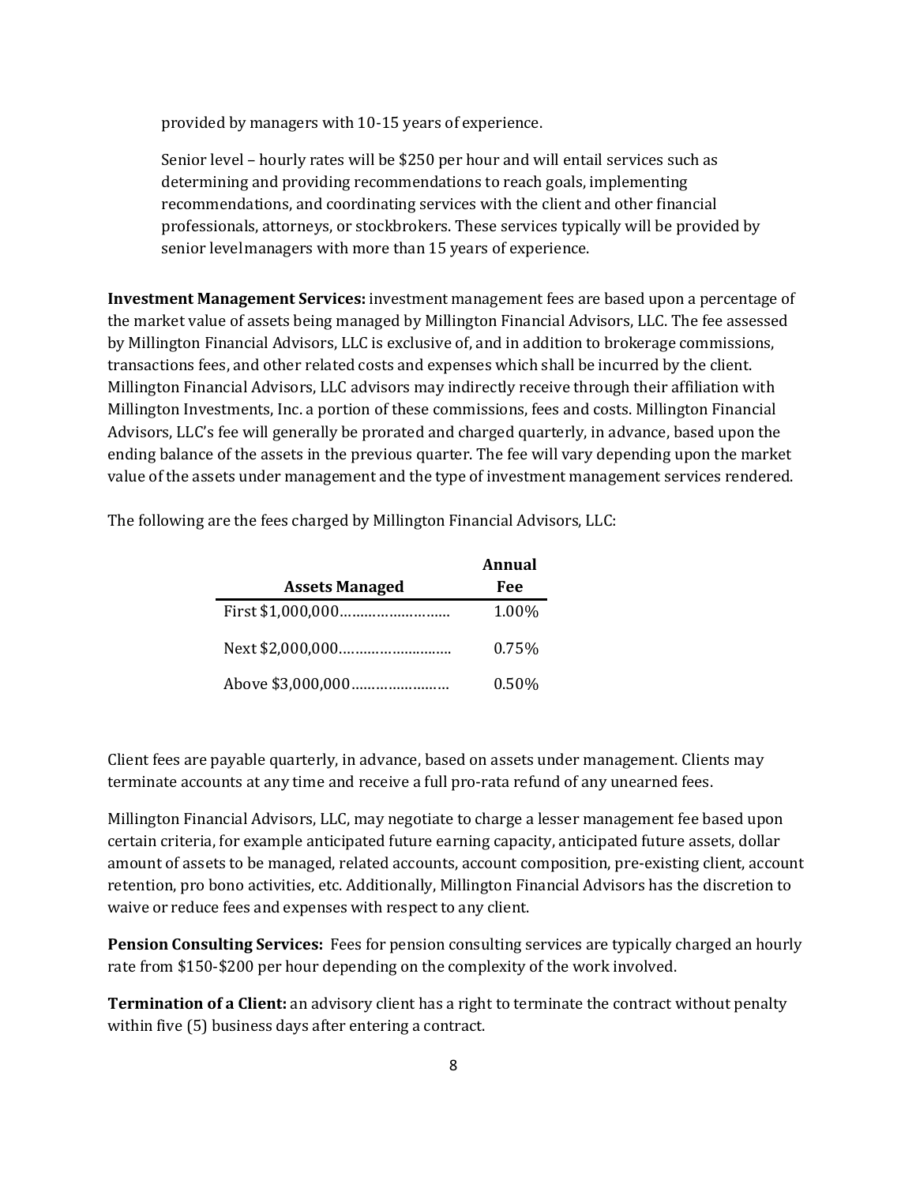provided by managers with 10-15 years of experience.

Senior level – hourly rates will be $250 per hour and will entail services such as determining and providing recommendations to reach goals, implementing recommendations, and coordinating services with the client and other financial professionals, attorneys, or stockbrokers. These services typically will be provided by senior levelmanagers with more than 15 years of experience.

**Investment Management Services:** investment management fees are based upon a percentage of the market value of assets being managed by Millington Financial Advisors, LLC. The fee assessed by Millington Financial Advisors, LLC is exclusive of, and in addition to brokerage commissions, transactions fees, and other related costs and expenses which shall be incurred by the client. Millington Financial Advisors, LLC advisors may indirectly receive through their affiliation with Millington Investments, Inc. a portion of these commissions, fees and costs. Millington Financial Advisors, LLC's fee will generally be prorated and charged quarterly, in advance, based upon the ending balance of the assets in the previous quarter. The fee will vary depending upon the market value of the assets under management and the type of investment management services rendered.

The following are the fees charged by Millington Financial Advisors, LLC:

| Assets Managed | Annual Fee |
|---|---|
| First $1,000,000……………………… | 1.00% |
| Next $2,000,000……………………… | 0.75% |
| Above $3,000,000…………………… | 0.50% |

Client fees are payable quarterly, in advance, based on assets under management. Clients may terminate accounts at any time and receive a full pro-rata refund of any unearned fees.

Millington Financial Advisors, LLC, may negotiate to charge a lesser management fee based upon certain criteria, for example anticipated future earning capacity, anticipated future assets, dollar amount of assets to be managed, related accounts, account composition, pre-existing client, account retention, pro bono activities, etc. Additionally, Millington Financial Advisors has the discretion to waive or reduce fees and expenses with respect to any client.

**Pension Consulting Services:** Fees for pension consulting services are typically charged an hourly rate from $150-$200 per hour depending on the complexity of the work involved.

**Termination of a Client:** an advisory client has a right to terminate the contract without penalty within five (5) business days after entering a contract.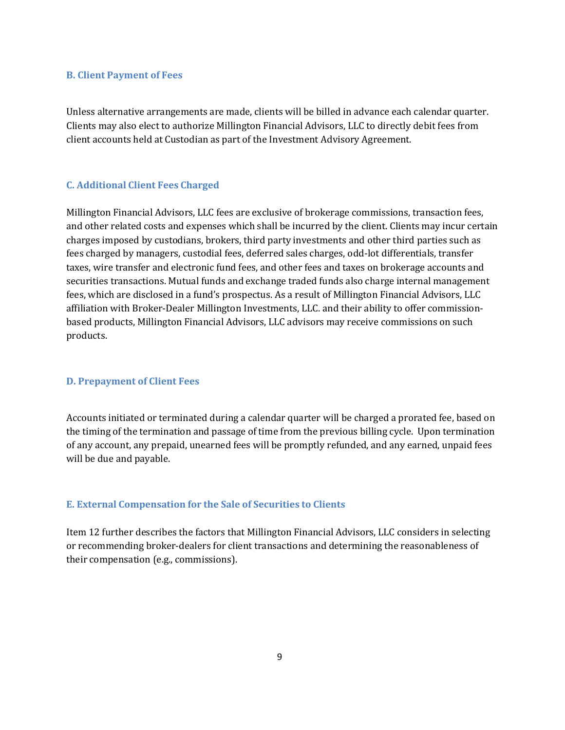### B. Client Payment of Fees

Unless alternative arrangements are made, clients will be billed in advance each calendar quarter. Clients may also elect to authorize Millington Financial Advisors, LLC to directly debit fees from client accounts held at Custodian as part of the Investment Advisory Agreement.

### C. Additional Client Fees Charged

Millington Financial Advisors, LLC fees are exclusive of brokerage commissions, transaction fees, and other related costs and expenses which shall be incurred by the client. Clients may incur certain charges imposed by custodians, brokers, third party investments and other third parties such as fees charged by managers, custodial fees, deferred sales charges, odd-lot differentials, transfer taxes, wire transfer and electronic fund fees, and other fees and taxes on brokerage accounts and securities transactions. Mutual funds and exchange traded funds also charge internal management fees, which are disclosed in a fund's prospectus. As a result of Millington Financial Advisors, LLC affiliation with Broker-Dealer Millington Investments, LLC. and their ability to offer commission-based products, Millington Financial Advisors, LLC advisors may receive commissions on such products.

### D. Prepayment of Client Fees

Accounts initiated or terminated during a calendar quarter will be charged a prorated fee, based on the timing of the termination and passage of time from the previous billing cycle. Upon termination of any account, any prepaid, unearned fees will be promptly refunded, and any earned, unpaid fees will be due and payable.

### E. External Compensation for the Sale of Securities to Clients

Item 12 further describes the factors that Millington Financial Advisors, LLC considers in selecting or recommending broker-dealers for client transactions and determining the reasonableness of their compensation (e.g., commissions).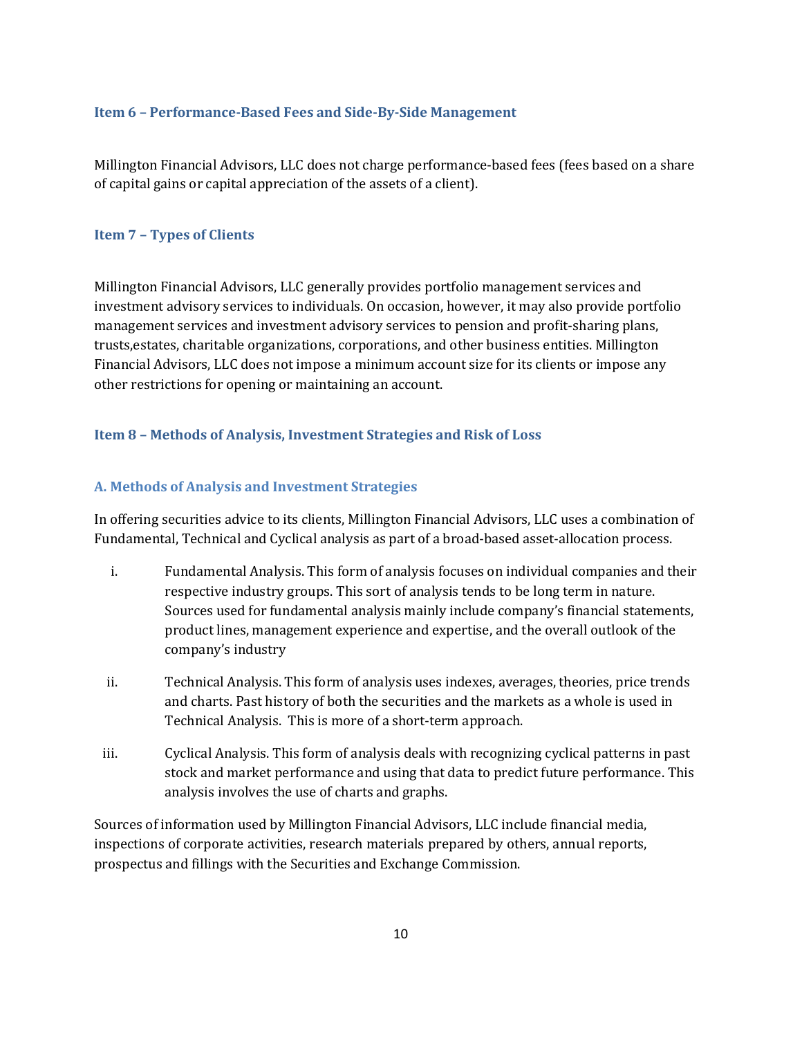## Item 6 – Performance-Based Fees and Side-By-Side Management

Millington Financial Advisors, LLC does not charge performance-based fees (fees based on a share of capital gains or capital appreciation of the assets of a client).

## Item 7 – Types of Clients

Millington Financial Advisors, LLC generally provides portfolio management services and investment advisory services to individuals. On occasion, however, it may also provide portfolio management services and investment advisory services to pension and profit-sharing plans, trusts,estates, charitable organizations, corporations, and other business entities. Millington Financial Advisors, LLC does not impose a minimum account size for its clients or impose any other restrictions for opening or maintaining an account.

## Item 8 – Methods of Analysis, Investment Strategies and Risk of Loss

### A. Methods of Analysis and Investment Strategies

In offering securities advice to its clients, Millington Financial Advisors, LLC uses a combination of Fundamental, Technical and Cyclical analysis as part of a broad-based asset-allocation process.

i. Fundamental Analysis. This form of analysis focuses on individual companies and their respective industry groups. This sort of analysis tends to be long term in nature. Sources used for fundamental analysis mainly include company's financial statements, product lines, management experience and expertise, and the overall outlook of the company's industry

ii. Technical Analysis. This form of analysis uses indexes, averages, theories, price trends and charts. Past history of both the securities and the markets as a whole is used in Technical Analysis. This is more of a short-term approach.

iii. Cyclical Analysis. This form of analysis deals with recognizing cyclical patterns in past stock and market performance and using that data to predict future performance. This analysis involves the use of charts and graphs.

Sources of information used by Millington Financial Advisors, LLC include financial media, inspections of corporate activities, research materials prepared by others, annual reports, prospectus and fillings with the Securities and Exchange Commission.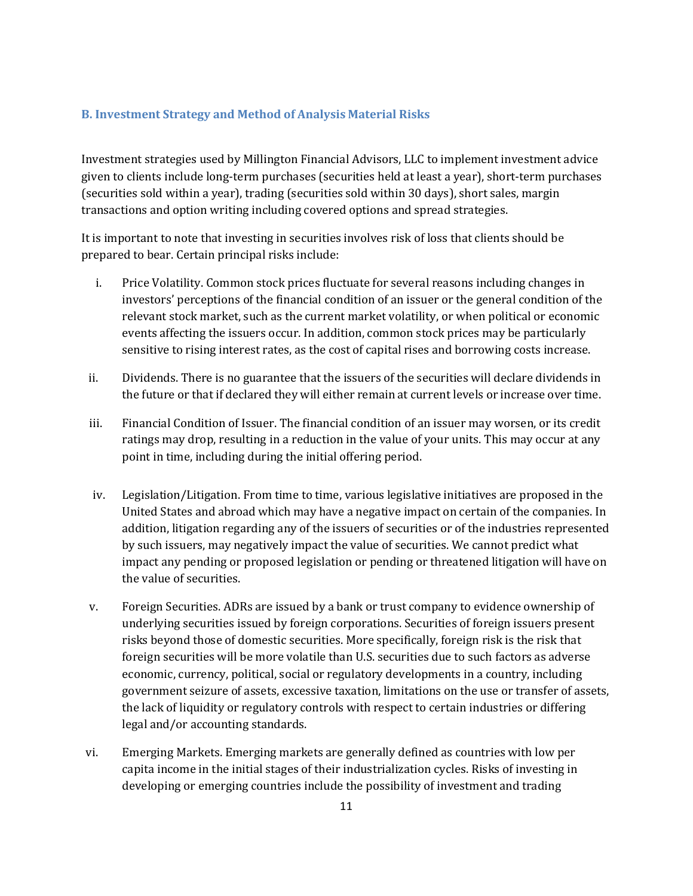## B. Investment Strategy and Method of Analysis Material Risks

Investment strategies used by Millington Financial Advisors, LLC to implement investment advice given to clients include long-term purchases (securities held at least a year), short-term purchases (securities sold within a year), trading (securities sold within 30 days), short sales, margin transactions and option writing including covered options and spread strategies.

It is important to note that investing in securities involves risk of loss that clients should be prepared to bear. Certain principal risks include:

i. Price Volatility. Common stock prices fluctuate for several reasons including changes in investors' perceptions of the financial condition of an issuer or the general condition of the relevant stock market, such as the current market volatility, or when political or economic events affecting the issuers occur. In addition, common stock prices may be particularly sensitive to rising interest rates, as the cost of capital rises and borrowing costs increase.

ii. Dividends. There is no guarantee that the issuers of the securities will declare dividends in the future or that if declared they will either remain at current levels or increase over time.

iii. Financial Condition of Issuer. The financial condition of an issuer may worsen, or its credit ratings may drop, resulting in a reduction in the value of your units. This may occur at any point in time, including during the initial offering period.

iv. Legislation/Litigation. From time to time, various legislative initiatives are proposed in the United States and abroad which may have a negative impact on certain of the companies. In addition, litigation regarding any of the issuers of securities or of the industries represented by such issuers, may negatively impact the value of securities. We cannot predict what impact any pending or proposed legislation or pending or threatened litigation will have on the value of securities.

v. Foreign Securities. ADRs are issued by a bank or trust company to evidence ownership of underlying securities issued by foreign corporations. Securities of foreign issuers present risks beyond those of domestic securities. More specifically, foreign risk is the risk that foreign securities will be more volatile than U.S. securities due to such factors as adverse economic, currency, political, social or regulatory developments in a country, including government seizure of assets, excessive taxation, limitations on the use or transfer of assets, the lack of liquidity or regulatory controls with respect to certain industries or differing legal and/or accounting standards.

vi. Emerging Markets. Emerging markets are generally defined as countries with low per capita income in the initial stages of their industrialization cycles. Risks of investing in developing or emerging countries include the possibility of investment and trading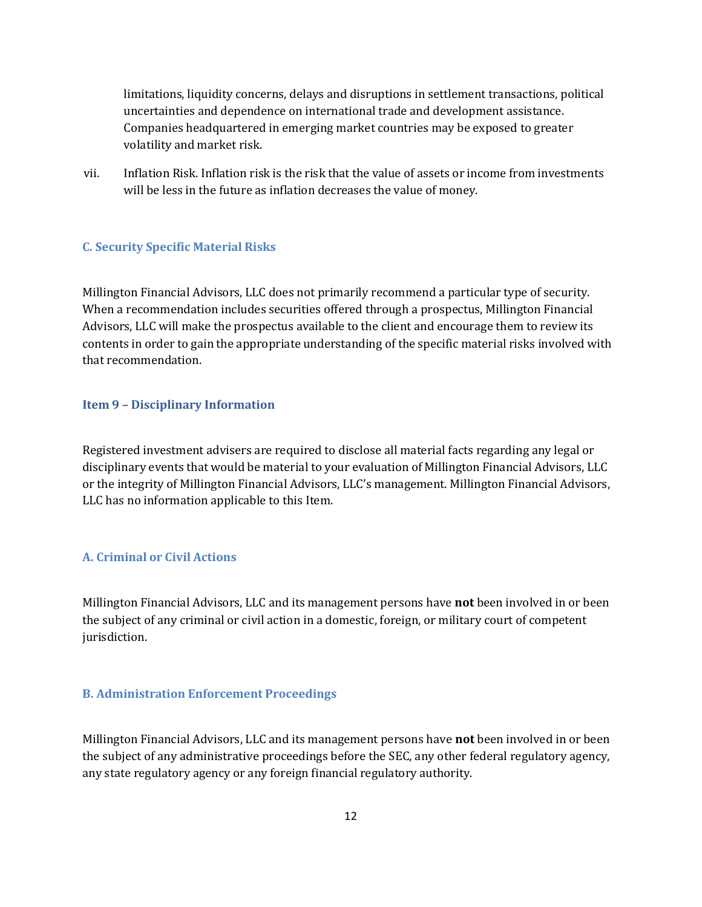limitations, liquidity concerns, delays and disruptions in settlement transactions, political uncertainties and dependence on international trade and development assistance. Companies headquartered in emerging market countries may be exposed to greater volatility and market risk.

vii. Inflation Risk. Inflation risk is the risk that the value of assets or income from investments will be less in the future as inflation decreases the value of money.

### C. Security Specific Material Risks

Millington Financial Advisors, LLC does not primarily recommend a particular type of security. When a recommendation includes securities offered through a prospectus, Millington Financial Advisors, LLC will make the prospectus available to the client and encourage them to review its contents in order to gain the appropriate understanding of the specific material risks involved with that recommendation.

## Item 9 – Disciplinary Information

Registered investment advisers are required to disclose all material facts regarding any legal or disciplinary events that would be material to your evaluation of Millington Financial Advisors, LLC or the integrity of Millington Financial Advisors, LLC's management. Millington Financial Advisors, LLC has no information applicable to this Item.

### A. Criminal or Civil Actions

Millington Financial Advisors, LLC and its management persons have **not** been involved in or been the subject of any criminal or civil action in a domestic, foreign, or military court of competent jurisdiction.

### B. Administration Enforcement Proceedings

Millington Financial Advisors, LLC and its management persons have **not** been involved in or been the subject of any administrative proceedings before the SEC, any other federal regulatory agency, any state regulatory agency or any foreign financial regulatory authority.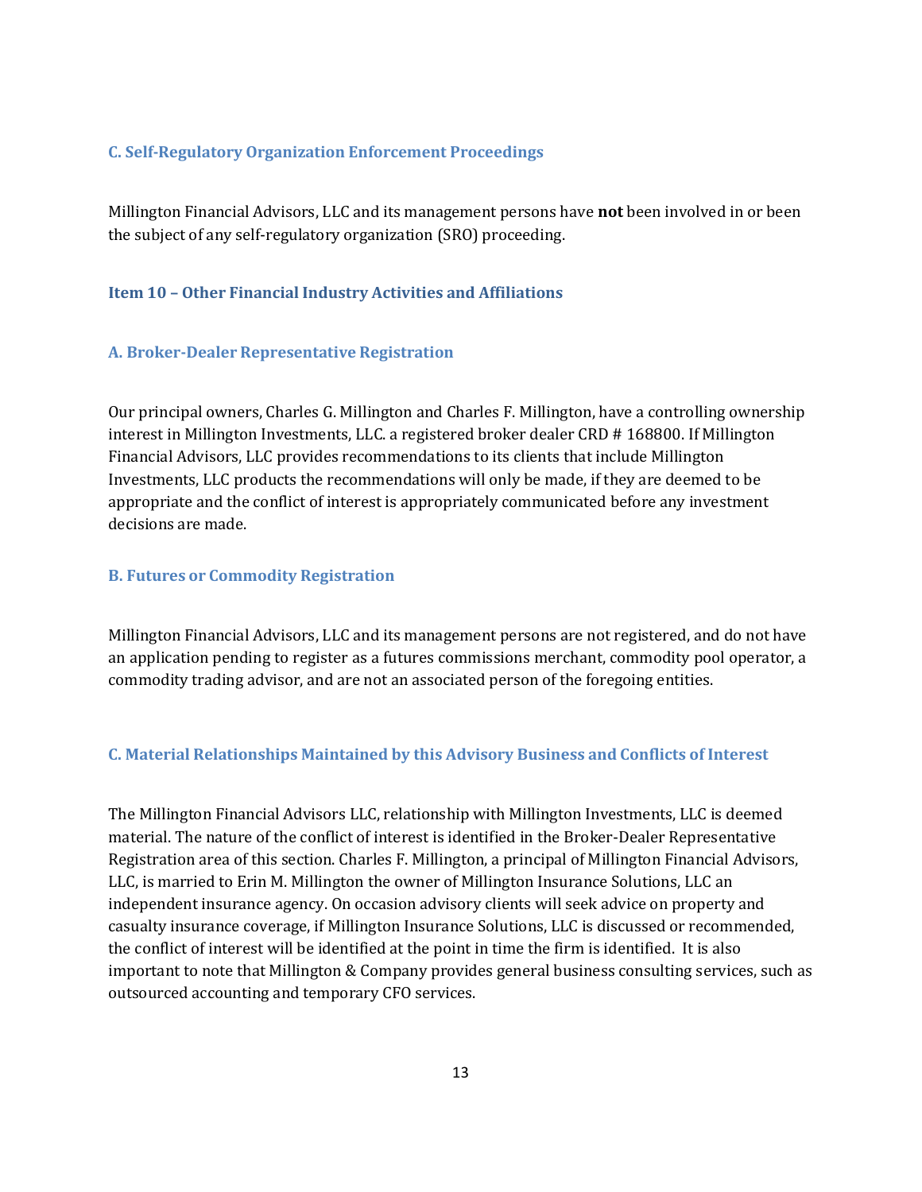### C. Self-Regulatory Organization Enforcement Proceedings

Millington Financial Advisors, LLC and its management persons have **not** been involved in or been the subject of any self-regulatory organization (SRO) proceeding.

## Item 10 – Other Financial Industry Activities and Affiliations

### A. Broker-Dealer Representative Registration

Our principal owners, Charles G. Millington and Charles F. Millington, have a controlling ownership interest in Millington Investments, LLC. a registered broker dealer CRD # 168800. If Millington Financial Advisors, LLC provides recommendations to its clients that include Millington Investments, LLC products the recommendations will only be made, if they are deemed to be appropriate and the conflict of interest is appropriately communicated before any investment decisions are made.

### B. Futures or Commodity Registration

Millington Financial Advisors, LLC and its management persons are not registered, and do not have an application pending to register as a futures commissions merchant, commodity pool operator, a commodity trading advisor, and are not an associated person of the foregoing entities.

### C. Material Relationships Maintained by this Advisory Business and Conflicts of Interest

The Millington Financial Advisors LLC, relationship with Millington Investments, LLC is deemed material. The nature of the conflict of interest is identified in the Broker-Dealer Representative Registration area of this section. Charles F. Millington, a principal of Millington Financial Advisors, LLC, is married to Erin M. Millington the owner of Millington Insurance Solutions, LLC an independent insurance agency. On occasion advisory clients will seek advice on property and casualty insurance coverage, if Millington Insurance Solutions, LLC is discussed or recommended, the conflict of interest will be identified at the point in time the firm is identified. It is also important to note that Millington & Company provides general business consulting services, such as outsourced accounting and temporary CFO services.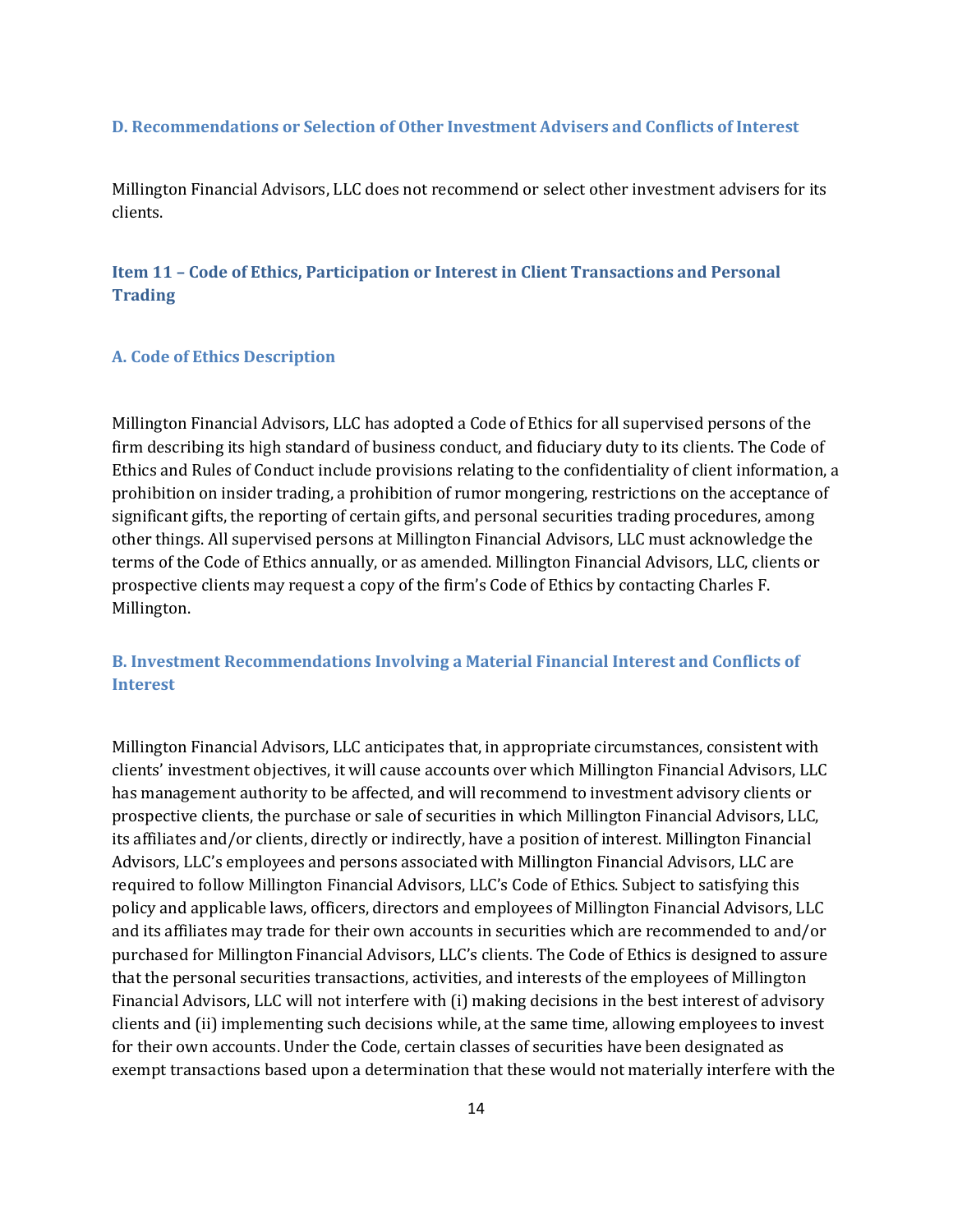### D. Recommendations or Selection of Other Investment Advisers and Conflicts of Interest

Millington Financial Advisors, LLC does not recommend or select other investment advisers for its clients.

## Item 11 – Code of Ethics, Participation or Interest in Client Transactions and Personal Trading

### A. Code of Ethics Description

Millington Financial Advisors, LLC has adopted a Code of Ethics for all supervised persons of the firm describing its high standard of business conduct, and fiduciary duty to its clients. The Code of Ethics and Rules of Conduct include provisions relating to the confidentiality of client information, a prohibition on insider trading, a prohibition of rumor mongering, restrictions on the acceptance of significant gifts, the reporting of certain gifts, and personal securities trading procedures, among other things. All supervised persons at Millington Financial Advisors, LLC must acknowledge the terms of the Code of Ethics annually, or as amended. Millington Financial Advisors, LLC, clients or prospective clients may request a copy of the firm's Code of Ethics by contacting Charles F. Millington.

### B. Investment Recommendations Involving a Material Financial Interest and Conflicts of Interest

Millington Financial Advisors, LLC anticipates that, in appropriate circumstances, consistent with clients' investment objectives, it will cause accounts over which Millington Financial Advisors, LLC has management authority to be affected, and will recommend to investment advisory clients or prospective clients, the purchase or sale of securities in which Millington Financial Advisors, LLC, its affiliates and/or clients, directly or indirectly, have a position of interest. Millington Financial Advisors, LLC's employees and persons associated with Millington Financial Advisors, LLC are required to follow Millington Financial Advisors, LLC's Code of Ethics. Subject to satisfying this policy and applicable laws, officers, directors and employees of Millington Financial Advisors, LLC and its affiliates may trade for their own accounts in securities which are recommended to and/or purchased for Millington Financial Advisors, LLC's clients. The Code of Ethics is designed to assure that the personal securities transactions, activities, and interests of the employees of Millington Financial Advisors, LLC will not interfere with (i) making decisions in the best interest of advisory clients and (ii) implementing such decisions while, at the same time, allowing employees to invest for their own accounts. Under the Code, certain classes of securities have been designated as exempt transactions based upon a determination that these would not materially interfere with the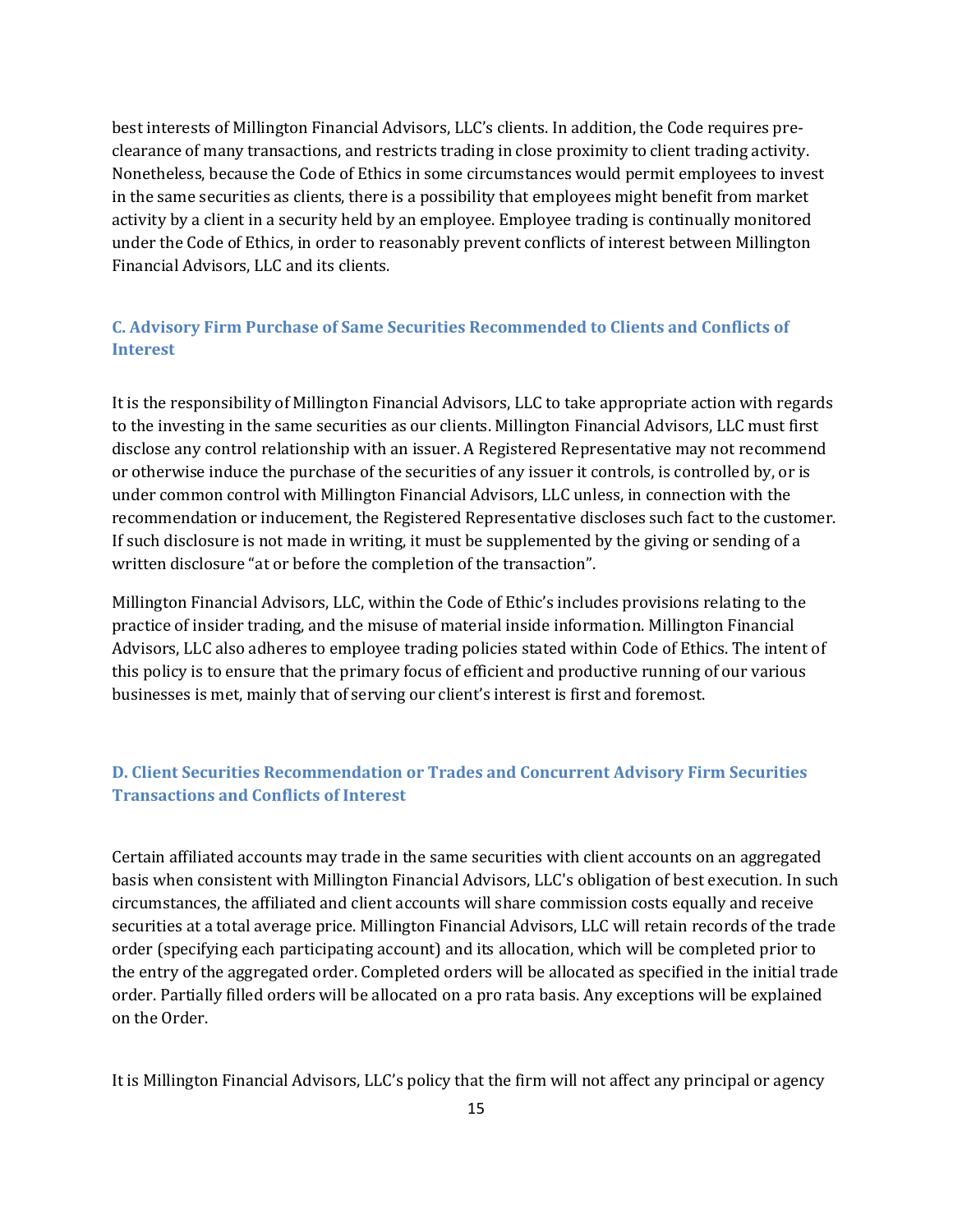best interests of Millington Financial Advisors, LLC's clients. In addition, the Code requires pre-clearance of many transactions, and restricts trading in close proximity to client trading activity. Nonetheless, because the Code of Ethics in some circumstances would permit employees to invest in the same securities as clients, there is a possibility that employees might benefit from market activity by a client in a security held by an employee. Employee trading is continually monitored under the Code of Ethics, in order to reasonably prevent conflicts of interest between Millington Financial Advisors, LLC and its clients.

### C. Advisory Firm Purchase of Same Securities Recommended to Clients and Conflicts of Interest

It is the responsibility of Millington Financial Advisors, LLC to take appropriate action with regards to the investing in the same securities as our clients. Millington Financial Advisors, LLC must first disclose any control relationship with an issuer. A Registered Representative may not recommend or otherwise induce the purchase of the securities of any issuer it controls, is controlled by, or is under common control with Millington Financial Advisors, LLC unless, in connection with the recommendation or inducement, the Registered Representative discloses such fact to the customer. If such disclosure is not made in writing, it must be supplemented by the giving or sending of a written disclosure "at or before the completion of the transaction".

Millington Financial Advisors, LLC, within the Code of Ethic's includes provisions relating to the practice of insider trading, and the misuse of material inside information. Millington Financial Advisors, LLC also adheres to employee trading policies stated within Code of Ethics. The intent of this policy is to ensure that the primary focus of efficient and productive running of our various businesses is met, mainly that of serving our client's interest is first and foremost.

### D. Client Securities Recommendation or Trades and Concurrent Advisory Firm Securities Transactions and Conflicts of Interest

Certain affiliated accounts may trade in the same securities with client accounts on an aggregated basis when consistent with Millington Financial Advisors, LLC's obligation of best execution. In such circumstances, the affiliated and client accounts will share commission costs equally and receive securities at a total average price. Millington Financial Advisors, LLC will retain records of the trade order (specifying each participating account) and its allocation, which will be completed prior to the entry of the aggregated order. Completed orders will be allocated as specified in the initial trade order. Partially filled orders will be allocated on a pro rata basis. Any exceptions will be explained on the Order.

It is Millington Financial Advisors, LLC's policy that the firm will not affect any principal or agency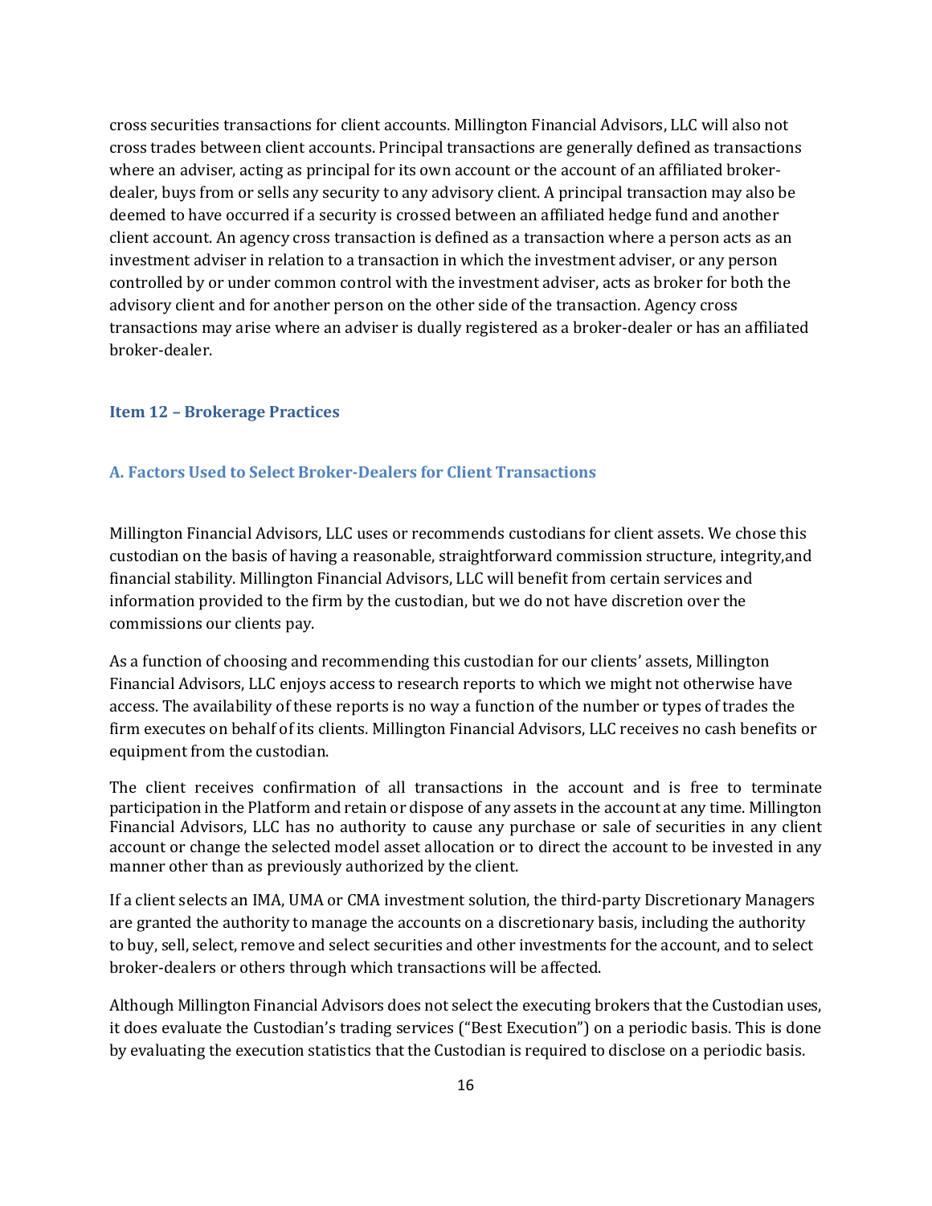cross securities transactions for client accounts. Millington Financial Advisors, LLC will also not cross trades between client accounts. Principal transactions are generally defined as transactions where an adviser, acting as principal for its own account or the account of an affiliated broker-dealer, buys from or sells any security to any advisory client. A principal transaction may also be deemed to have occurred if a security is crossed between an affiliated hedge fund and another client account. An agency cross transaction is defined as a transaction where a person acts as an investment adviser in relation to a transaction in which the investment adviser, or any person controlled by or under common control with the investment adviser, acts as broker for both the advisory client and for another person on the other side of the transaction. Agency cross transactions may arise where an adviser is dually registered as a broker-dealer or has an affiliated broker-dealer.

## Item 12 – Brokerage Practices

### A. Factors Used to Select Broker-Dealers for Client Transactions

Millington Financial Advisors, LLC uses or recommends custodians for client assets. We chose this custodian on the basis of having a reasonable, straightforward commission structure, integrity,and financial stability. Millington Financial Advisors, LLC will benefit from certain services and information provided to the firm by the custodian, but we do not have discretion over the commissions our clients pay.

As a function of choosing and recommending this custodian for our clients' assets, Millington Financial Advisors, LLC enjoys access to research reports to which we might not otherwise have access. The availability of these reports is no way a function of the number or types of trades the firm executes on behalf of its clients. Millington Financial Advisors, LLC receives no cash benefits or equipment from the custodian.

The client receives confirmation of all transactions in the account and is free to terminate participation in the Platform and retain or dispose of any assets in the account at any time. Millington Financial Advisors, LLC has no authority to cause any purchase or sale of securities in any client account or change the selected model asset allocation or to direct the account to be invested in any manner other than as previously authorized by the client.

If a client selects an IMA, UMA or CMA investment solution, the third-party Discretionary Managers are granted the authority to manage the accounts on a discretionary basis, including the authority to buy, sell, select, remove and select securities and other investments for the account, and to select broker-dealers or others through which transactions will be affected.

Although Millington Financial Advisors does not select the executing brokers that the Custodian uses, it does evaluate the Custodian's trading services ("Best Execution") on a periodic basis. This is done by evaluating the execution statistics that the Custodian is required to disclose on a periodic basis.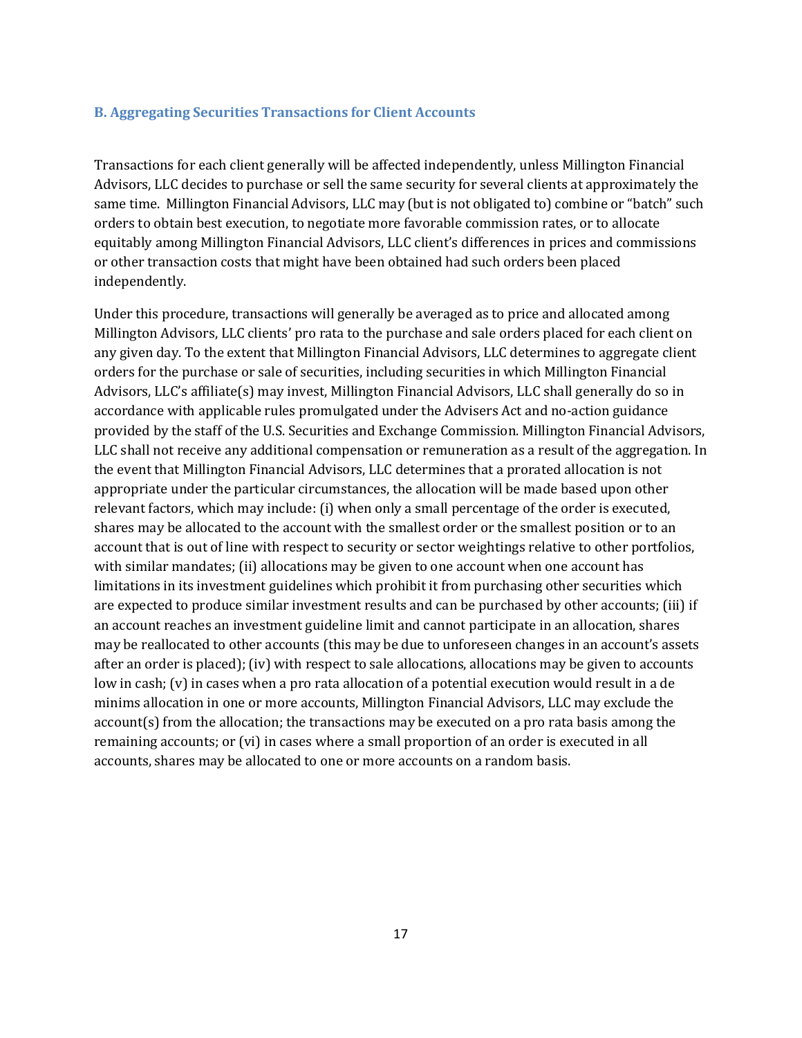### B. Aggregating Securities Transactions for Client Accounts

Transactions for each client generally will be affected independently, unless Millington Financial Advisors, LLC decides to purchase or sell the same security for several clients at approximately the same time. Millington Financial Advisors, LLC may (but is not obligated to) combine or "batch" such orders to obtain best execution, to negotiate more favorable commission rates, or to allocate equitably among Millington Financial Advisors, LLC client's differences in prices and commissions or other transaction costs that might have been obtained had such orders been placed independently.

Under this procedure, transactions will generally be averaged as to price and allocated among Millington Advisors, LLC clients' pro rata to the purchase and sale orders placed for each client on any given day. To the extent that Millington Financial Advisors, LLC determines to aggregate client orders for the purchase or sale of securities, including securities in which Millington Financial Advisors, LLC's affiliate(s) may invest, Millington Financial Advisors, LLC shall generally do so in accordance with applicable rules promulgated under the Advisers Act and no-action guidance provided by the staff of the U.S. Securities and Exchange Commission. Millington Financial Advisors, LLC shall not receive any additional compensation or remuneration as a result of the aggregation. In the event that Millington Financial Advisors, LLC determines that a prorated allocation is not appropriate under the particular circumstances, the allocation will be made based upon other relevant factors, which may include: (i) when only a small percentage of the order is executed, shares may be allocated to the account with the smallest order or the smallest position or to an account that is out of line with respect to security or sector weightings relative to other portfolios, with similar mandates; (ii) allocations may be given to one account when one account has limitations in its investment guidelines which prohibit it from purchasing other securities which are expected to produce similar investment results and can be purchased by other accounts; (iii) if an account reaches an investment guideline limit and cannot participate in an allocation, shares may be reallocated to other accounts (this may be due to unforeseen changes in an account's assets after an order is placed); (iv) with respect to sale allocations, allocations may be given to accounts low in cash; (v) in cases when a pro rata allocation of a potential execution would result in a de minims allocation in one or more accounts, Millington Financial Advisors, LLC may exclude the account(s) from the allocation; the transactions may be executed on a pro rata basis among the remaining accounts; or (vi) in cases where a small proportion of an order is executed in all accounts, shares may be allocated to one or more accounts on a random basis.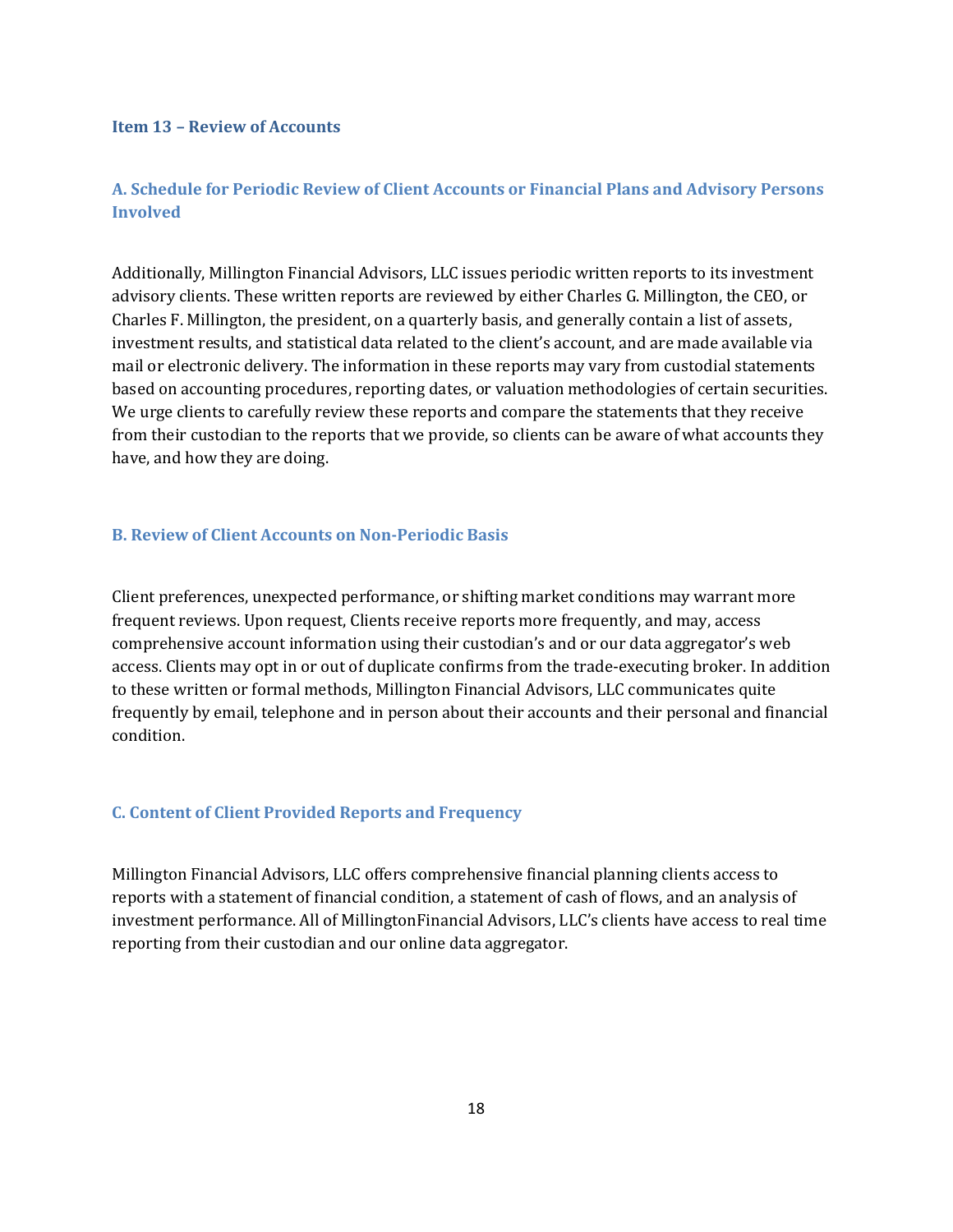## Item 13 – Review of Accounts

### A. Schedule for Periodic Review of Client Accounts or Financial Plans and Advisory Persons Involved

Additionally, Millington Financial Advisors, LLC issues periodic written reports to its investment advisory clients. These written reports are reviewed by either Charles G. Millington, the CEO, or Charles F. Millington, the president, on a quarterly basis, and generally contain a list of assets, investment results, and statistical data related to the client's account, and are made available via mail or electronic delivery. The information in these reports may vary from custodial statements based on accounting procedures, reporting dates, or valuation methodologies of certain securities. We urge clients to carefully review these reports and compare the statements that they receive from their custodian to the reports that we provide, so clients can be aware of what accounts they have, and how they are doing.

### B. Review of Client Accounts on Non-Periodic Basis

Client preferences, unexpected performance, or shifting market conditions may warrant more frequent reviews. Upon request, Clients receive reports more frequently, and may, access comprehensive account information using their custodian's and or our data aggregator's web access. Clients may opt in or out of duplicate confirms from the trade-executing broker. In addition to these written or formal methods, Millington Financial Advisors, LLC communicates quite frequently by email, telephone and in person about their accounts and their personal and financial condition.

### C. Content of Client Provided Reports and Frequency

Millington Financial Advisors, LLC offers comprehensive financial planning clients access to reports with a statement of financial condition, a statement of cash of flows, and an analysis of investment performance. All of MillingtonFinancial Advisors, LLC's clients have access to real time reporting from their custodian and our online data aggregator.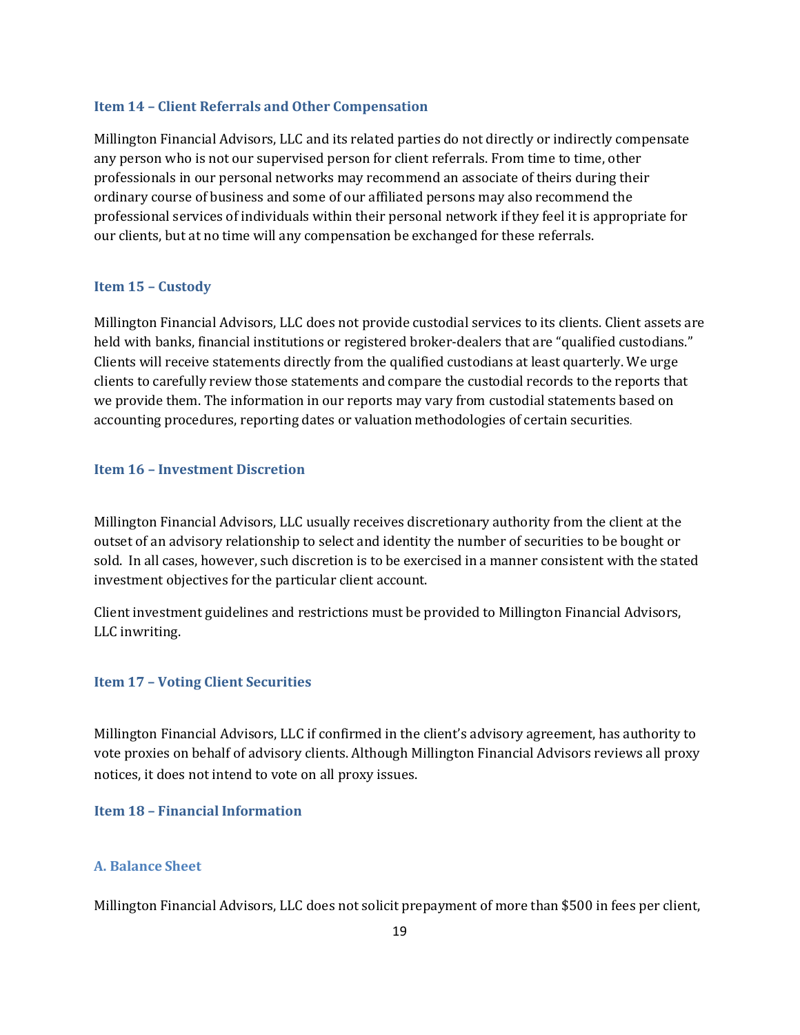## Item 14 – Client Referrals and Other Compensation

Millington Financial Advisors, LLC and its related parties do not directly or indirectly compensate any person who is not our supervised person for client referrals. From time to time, other professionals in our personal networks may recommend an associate of theirs during their ordinary course of business and some of our affiliated persons may also recommend the professional services of individuals within their personal network if they feel it is appropriate for our clients, but at no time will any compensation be exchanged for these referrals.

## Item 15 – Custody

Millington Financial Advisors, LLC does not provide custodial services to its clients. Client assets are held with banks, financial institutions or registered broker-dealers that are "qualified custodians." Clients will receive statements directly from the qualified custodians at least quarterly. We urge clients to carefully review those statements and compare the custodial records to the reports that we provide them. The information in our reports may vary from custodial statements based on accounting procedures, reporting dates or valuation methodologies of certain securities.

## Item 16 – Investment Discretion

Millington Financial Advisors, LLC usually receives discretionary authority from the client at the outset of an advisory relationship to select and identity the number of securities to be bought or sold. In all cases, however, such discretion is to be exercised in a manner consistent with the stated investment objectives for the particular client account.

Client investment guidelines and restrictions must be provided to Millington Financial Advisors, LLC inwriting.

## Item 17 – Voting Client Securities

Millington Financial Advisors, LLC if confirmed in the client's advisory agreement, has authority to vote proxies on behalf of advisory clients. Although Millington Financial Advisors reviews all proxy notices, it does not intend to vote on all proxy issues.

## Item 18 – Financial Information

### A. Balance Sheet

Millington Financial Advisors, LLC does not solicit prepayment of more than $500 in fees per client,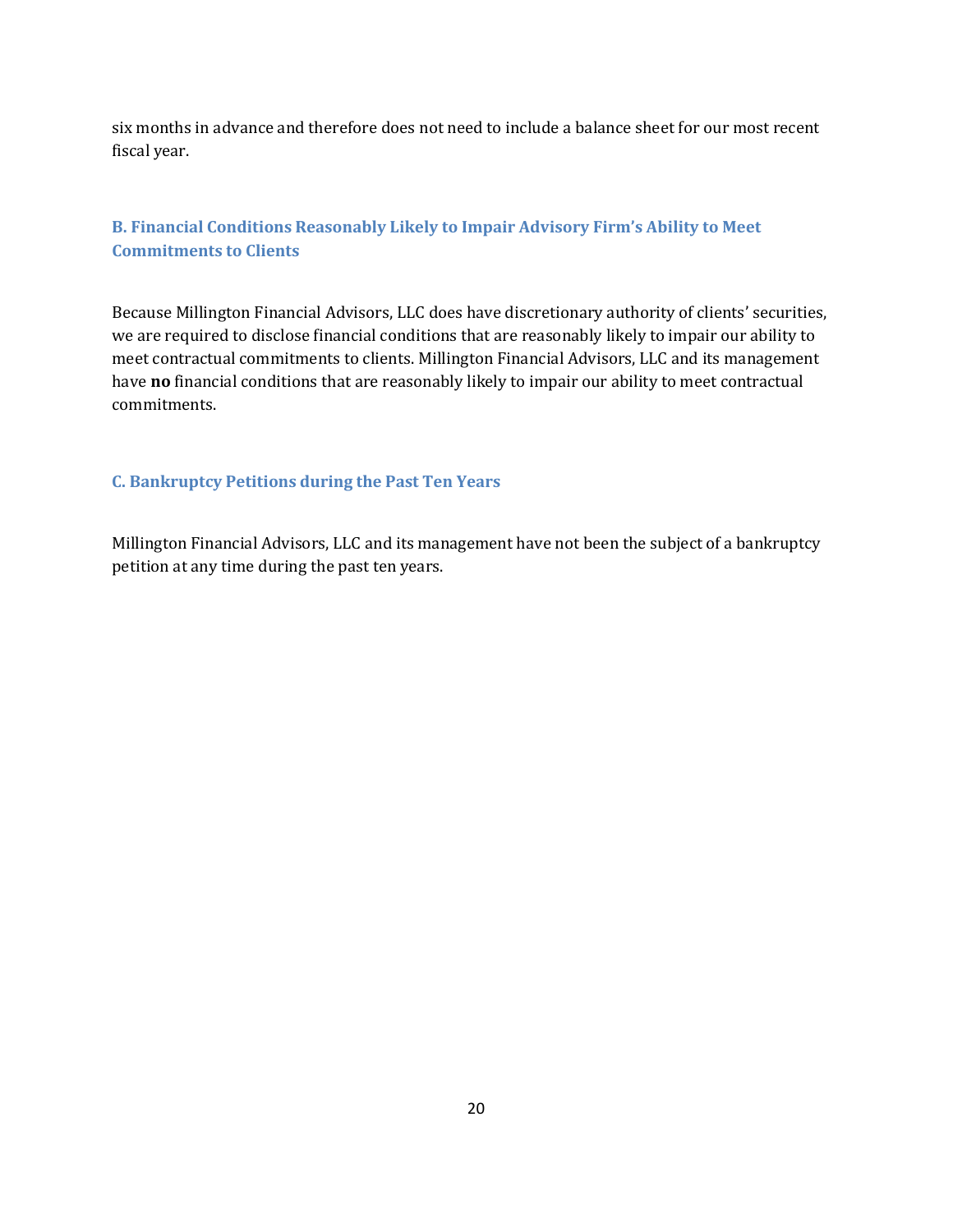six months in advance and therefore does not need to include a balance sheet for our most recent fiscal year.

### B. Financial Conditions Reasonably Likely to Impair Advisory Firm's Ability to Meet Commitments to Clients

Because Millington Financial Advisors, LLC does have discretionary authority of clients' securities, we are required to disclose financial conditions that are reasonably likely to impair our ability to meet contractual commitments to clients. Millington Financial Advisors, LLC and its management have **no** financial conditions that are reasonably likely to impair our ability to meet contractual commitments.

### C. Bankruptcy Petitions during the Past Ten Years

Millington Financial Advisors, LLC and its management have not been the subject of a bankruptcy petition at any time during the past ten years.